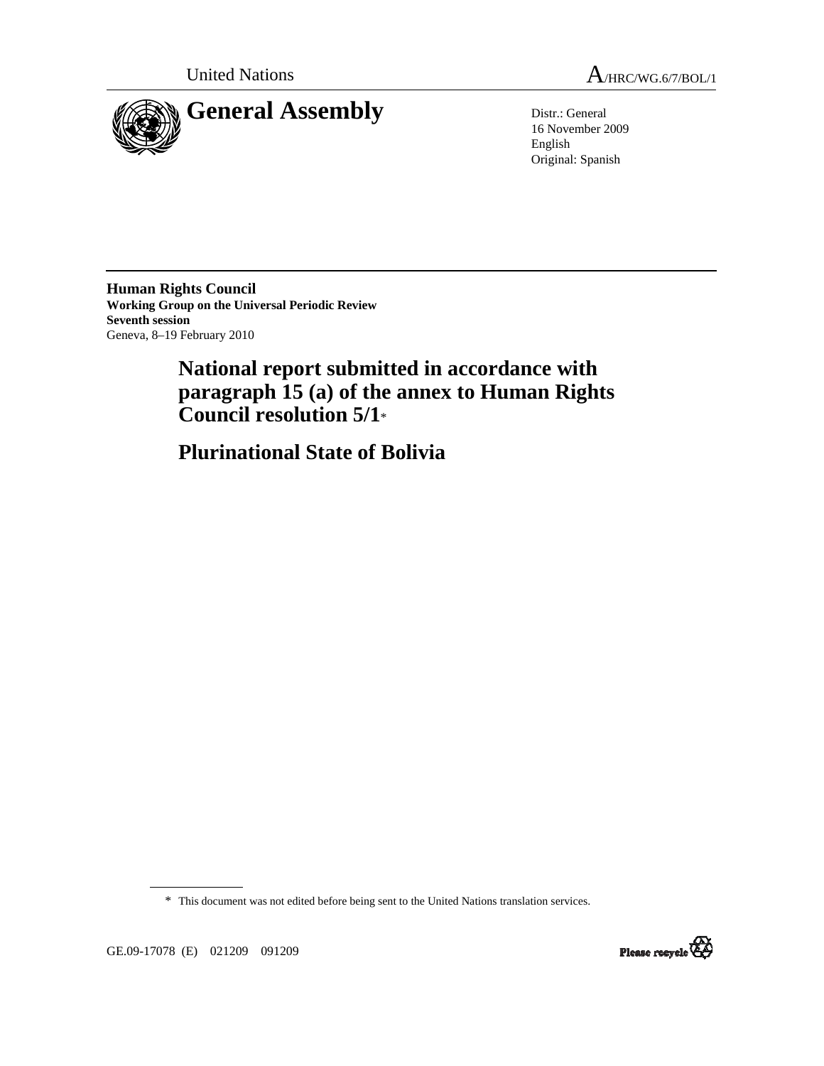United Nations A/HRC/WG.6/7/BOL/1

# General Assembly

Distr.: General
16 November 2009
English
Original: Spanish

**Human Rights Council**
**Working Group on the Universal Periodic Review**
**Seventh session**
Geneva, 8–19 February 2010

## National report submitted in accordance with paragraph 15 (a) of the annex to Human Rights Council resolution 5/1*

## Plurinational State of Bolivia

\* This document was not edited before being sent to the United Nations translation services.

GE.09-17078 (E) 021209 091209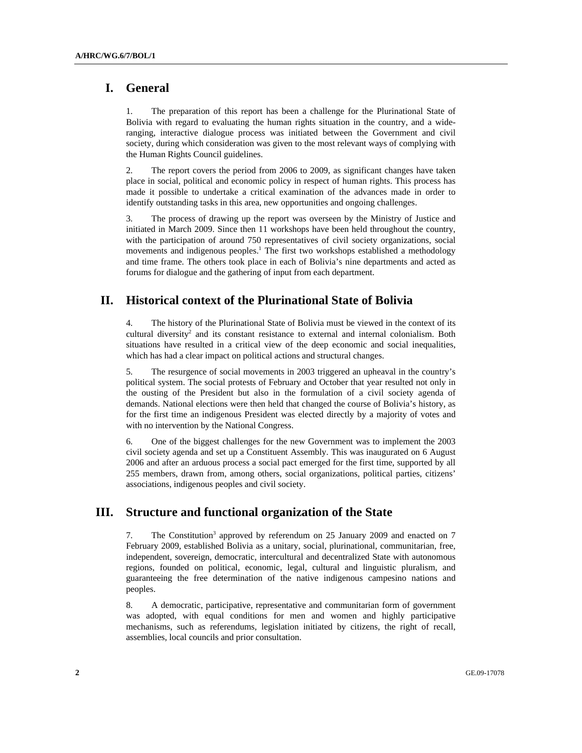# I. General

1. The preparation of this report has been a challenge for the Plurinational State of Bolivia with regard to evaluating the human rights situation in the country, and a wide-ranging, interactive dialogue process was initiated between the Government and civil society, during which consideration was given to the most relevant ways of complying with the Human Rights Council guidelines.

2. The report covers the period from 2006 to 2009, as significant changes have taken place in social, political and economic policy in respect of human rights. This process has made it possible to undertake a critical examination of the advances made in order to identify outstanding tasks in this area, new opportunities and ongoing challenges.

3. The process of drawing up the report was overseen by the Ministry of Justice and initiated in March 2009. Since then 11 workshops have been held throughout the country, with the participation of around 750 representatives of civil society organizations, social movements and indigenous peoples.[1] The first two workshops established a methodology and time frame. The others took place in each of Bolivia's nine departments and acted as forums for dialogue and the gathering of input from each department.

# II. Historical context of the Plurinational State of Bolivia

4. The history of the Plurinational State of Bolivia must be viewed in the context of its cultural diversity[2] and its constant resistance to external and internal colonialism. Both situations have resulted in a critical view of the deep economic and social inequalities, which has had a clear impact on political actions and structural changes.

5. The resurgence of social movements in 2003 triggered an upheaval in the country's political system. The social protests of February and October that year resulted not only in the ousting of the President but also in the formulation of a civil society agenda of demands. National elections were then held that changed the course of Bolivia's history, as for the first time an indigenous President was elected directly by a majority of votes and with no intervention by the National Congress.

6. One of the biggest challenges for the new Government was to implement the 2003 civil society agenda and set up a Constituent Assembly. This was inaugurated on 6 August 2006 and after an arduous process a social pact emerged for the first time, supported by all 255 members, drawn from, among others, social organizations, political parties, citizens' associations, indigenous peoples and civil society.

# III. Structure and functional organization of the State

7. The Constitution[3] approved by referendum on 25 January 2009 and enacted on 7 February 2009, established Bolivia as a unitary, social, plurinational, communitarian, free, independent, sovereign, democratic, intercultural and decentralized State with autonomous regions, founded on political, economic, legal, cultural and linguistic pluralism, and guaranteeing the free determination of the native indigenous campesino nations and peoples.

8. A democratic, participative, representative and communitarian form of government was adopted, with equal conditions for men and women and highly participative mechanisms, such as referendums, legislation initiated by citizens, the right of recall, assemblies, local councils and prior consultation.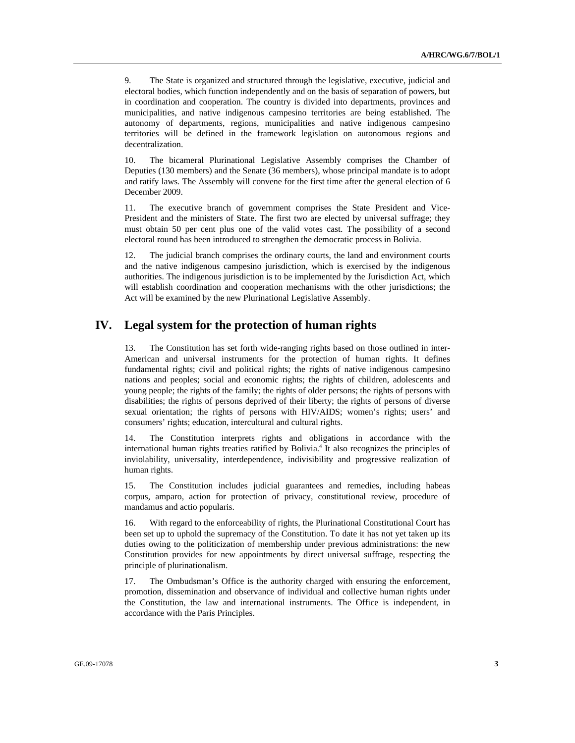9. The State is organized and structured through the legislative, executive, judicial and electoral bodies, which function independently and on the basis of separation of powers, but in coordination and cooperation. The country is divided into departments, provinces and municipalities, and native indigenous campesino territories are being established. The autonomy of departments, regions, municipalities and native indigenous campesino territories will be defined in the framework legislation on autonomous regions and decentralization.

10. The bicameral Plurinational Legislative Assembly comprises the Chamber of Deputies (130 members) and the Senate (36 members), whose principal mandate is to adopt and ratify laws. The Assembly will convene for the first time after the general election of 6 December 2009.

11. The executive branch of government comprises the State President and Vice-President and the ministers of State. The first two are elected by universal suffrage; they must obtain 50 per cent plus one of the valid votes cast. The possibility of a second electoral round has been introduced to strengthen the democratic process in Bolivia.

12. The judicial branch comprises the ordinary courts, the land and environment courts and the native indigenous campesino jurisdiction, which is exercised by the indigenous authorities. The indigenous jurisdiction is to be implemented by the Jurisdiction Act, which will establish coordination and cooperation mechanisms with the other jurisdictions; the Act will be examined by the new Plurinational Legislative Assembly.

## IV. Legal system for the protection of human rights

13. The Constitution has set forth wide-ranging rights based on those outlined in inter-American and universal instruments for the protection of human rights. It defines fundamental rights; civil and political rights; the rights of native indigenous campesino nations and peoples; social and economic rights; the rights of children, adolescents and young people; the rights of the family; the rights of older persons; the rights of persons with disabilities; the rights of persons deprived of their liberty; the rights of persons of diverse sexual orientation; the rights of persons with HIV/AIDS; women's rights; users' and consumers' rights; education, intercultural and cultural rights.

14. The Constitution interprets rights and obligations in accordance with the international human rights treaties ratified by Bolivia.[4] It also recognizes the principles of inviolability, universality, interdependence, indivisibility and progressive realization of human rights.

15. The Constitution includes judicial guarantees and remedies, including habeas corpus, amparo, action for protection of privacy, constitutional review, procedure of mandamus and actio popularis.

16. With regard to the enforceability of rights, the Plurinational Constitutional Court has been set up to uphold the supremacy of the Constitution. To date it has not yet taken up its duties owing to the politicization of membership under previous administrations: the new Constitution provides for new appointments by direct universal suffrage, respecting the principle of plurinationalism.

17. The Ombudsman's Office is the authority charged with ensuring the enforcement, promotion, dissemination and observance of individual and collective human rights under the Constitution, the law and international instruments. The Office is independent, in accordance with the Paris Principles.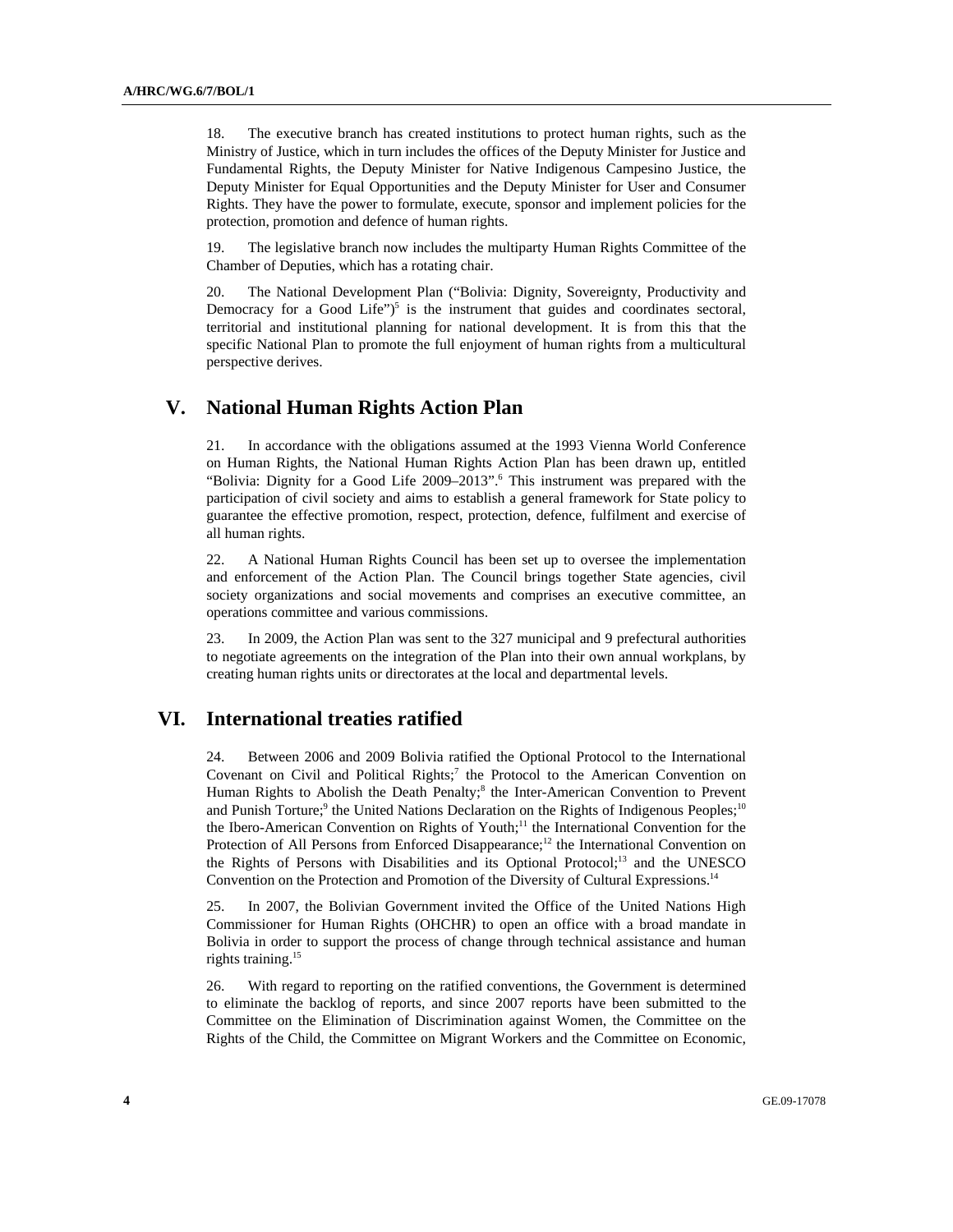18. The executive branch has created institutions to protect human rights, such as the Ministry of Justice, which in turn includes the offices of the Deputy Minister for Justice and Fundamental Rights, the Deputy Minister for Native Indigenous Campesino Justice, the Deputy Minister for Equal Opportunities and the Deputy Minister for User and Consumer Rights. They have the power to formulate, execute, sponsor and implement policies for the protection, promotion and defence of human rights.

19. The legislative branch now includes the multiparty Human Rights Committee of the Chamber of Deputies, which has a rotating chair.

20. The National Development Plan ("Bolivia: Dignity, Sovereignty, Productivity and Democracy for a Good Life")[5] is the instrument that guides and coordinates sectoral, territorial and institutional planning for national development. It is from this that the specific National Plan to promote the full enjoyment of human rights from a multicultural perspective derives.

## V. National Human Rights Action Plan

21. In accordance with the obligations assumed at the 1993 Vienna World Conference on Human Rights, the National Human Rights Action Plan has been drawn up, entitled "Bolivia: Dignity for a Good Life 2009–2013".[6] This instrument was prepared with the participation of civil society and aims to establish a general framework for State policy to guarantee the effective promotion, respect, protection, defence, fulfilment and exercise of all human rights.

22. A National Human Rights Council has been set up to oversee the implementation and enforcement of the Action Plan. The Council brings together State agencies, civil society organizations and social movements and comprises an executive committee, an operations committee and various commissions.

23. In 2009, the Action Plan was sent to the 327 municipal and 9 prefectural authorities to negotiate agreements on the integration of the Plan into their own annual workplans, by creating human rights units or directorates at the local and departmental levels.

## VI. International treaties ratified

24. Between 2006 and 2009 Bolivia ratified the Optional Protocol to the International Covenant on Civil and Political Rights;[7] the Protocol to the American Convention on Human Rights to Abolish the Death Penalty;[8] the Inter-American Convention to Prevent and Punish Torture;[9] the United Nations Declaration on the Rights of Indigenous Peoples;[10] the Ibero-American Convention on Rights of Youth;[11] the International Convention for the Protection of All Persons from Enforced Disappearance;[12] the International Convention on the Rights of Persons with Disabilities and its Optional Protocol;[13] and the UNESCO Convention on the Protection and Promotion of the Diversity of Cultural Expressions.[14]

25. In 2007, the Bolivian Government invited the Office of the United Nations High Commissioner for Human Rights (OHCHR) to open an office with a broad mandate in Bolivia in order to support the process of change through technical assistance and human rights training.[15]

26. With regard to reporting on the ratified conventions, the Government is determined to eliminate the backlog of reports, and since 2007 reports have been submitted to the Committee on the Elimination of Discrimination against Women, the Committee on the Rights of the Child, the Committee on Migrant Workers and the Committee on Economic,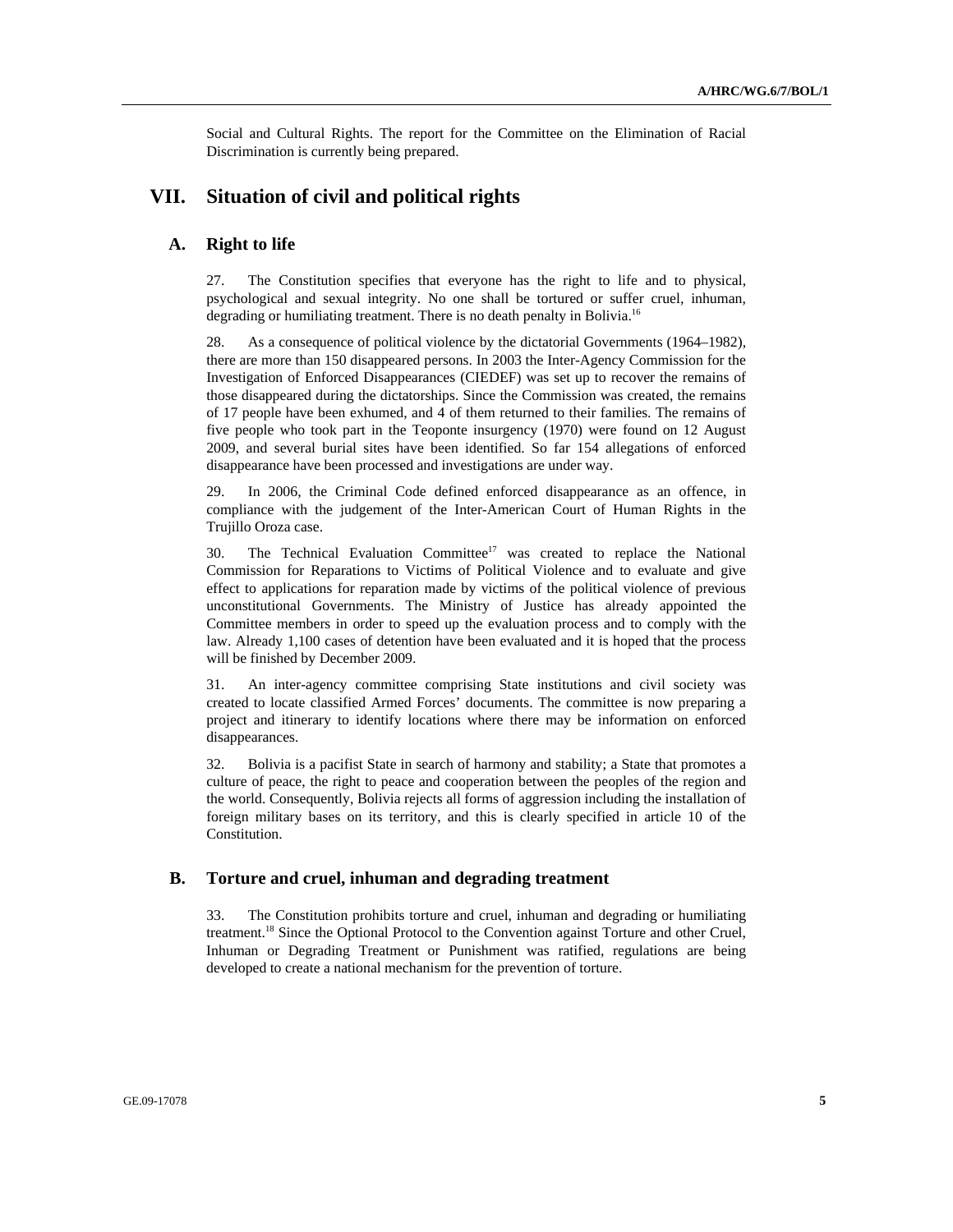Social and Cultural Rights. The report for the Committee on the Elimination of Racial Discrimination is currently being prepared.

# VII. Situation of civil and political rights

## A. Right to life

27. The Constitution specifies that everyone has the right to life and to physical, psychological and sexual integrity. No one shall be tortured or suffer cruel, inhuman, degrading or humiliating treatment. There is no death penalty in Bolivia.[16]

28. As a consequence of political violence by the dictatorial Governments (1964–1982), there are more than 150 disappeared persons. In 2003 the Inter-Agency Commission for the Investigation of Enforced Disappearances (CIEDEF) was set up to recover the remains of those disappeared during the dictatorships. Since the Commission was created, the remains of 17 people have been exhumed, and 4 of them returned to their families. The remains of five people who took part in the Teoponte insurgency (1970) were found on 12 August 2009, and several burial sites have been identified. So far 154 allegations of enforced disappearance have been processed and investigations are under way.

29. In 2006, the Criminal Code defined enforced disappearance as an offence, in compliance with the judgement of the Inter-American Court of Human Rights in the Trujillo Oroza case.

30. The Technical Evaluation Committee[17] was created to replace the National Commission for Reparations to Victims of Political Violence and to evaluate and give effect to applications for reparation made by victims of the political violence of previous unconstitutional Governments. The Ministry of Justice has already appointed the Committee members in order to speed up the evaluation process and to comply with the law. Already 1,100 cases of detention have been evaluated and it is hoped that the process will be finished by December 2009.

31. An inter-agency committee comprising State institutions and civil society was created to locate classified Armed Forces' documents. The committee is now preparing a project and itinerary to identify locations where there may be information on enforced disappearances.

32. Bolivia is a pacifist State in search of harmony and stability; a State that promotes a culture of peace, the right to peace and cooperation between the peoples of the region and the world. Consequently, Bolivia rejects all forms of aggression including the installation of foreign military bases on its territory, and this is clearly specified in article 10 of the Constitution.

## B. Torture and cruel, inhuman and degrading treatment

33. The Constitution prohibits torture and cruel, inhuman and degrading or humiliating treatment.[18] Since the Optional Protocol to the Convention against Torture and other Cruel, Inhuman or Degrading Treatment or Punishment was ratified, regulations are being developed to create a national mechanism for the prevention of torture.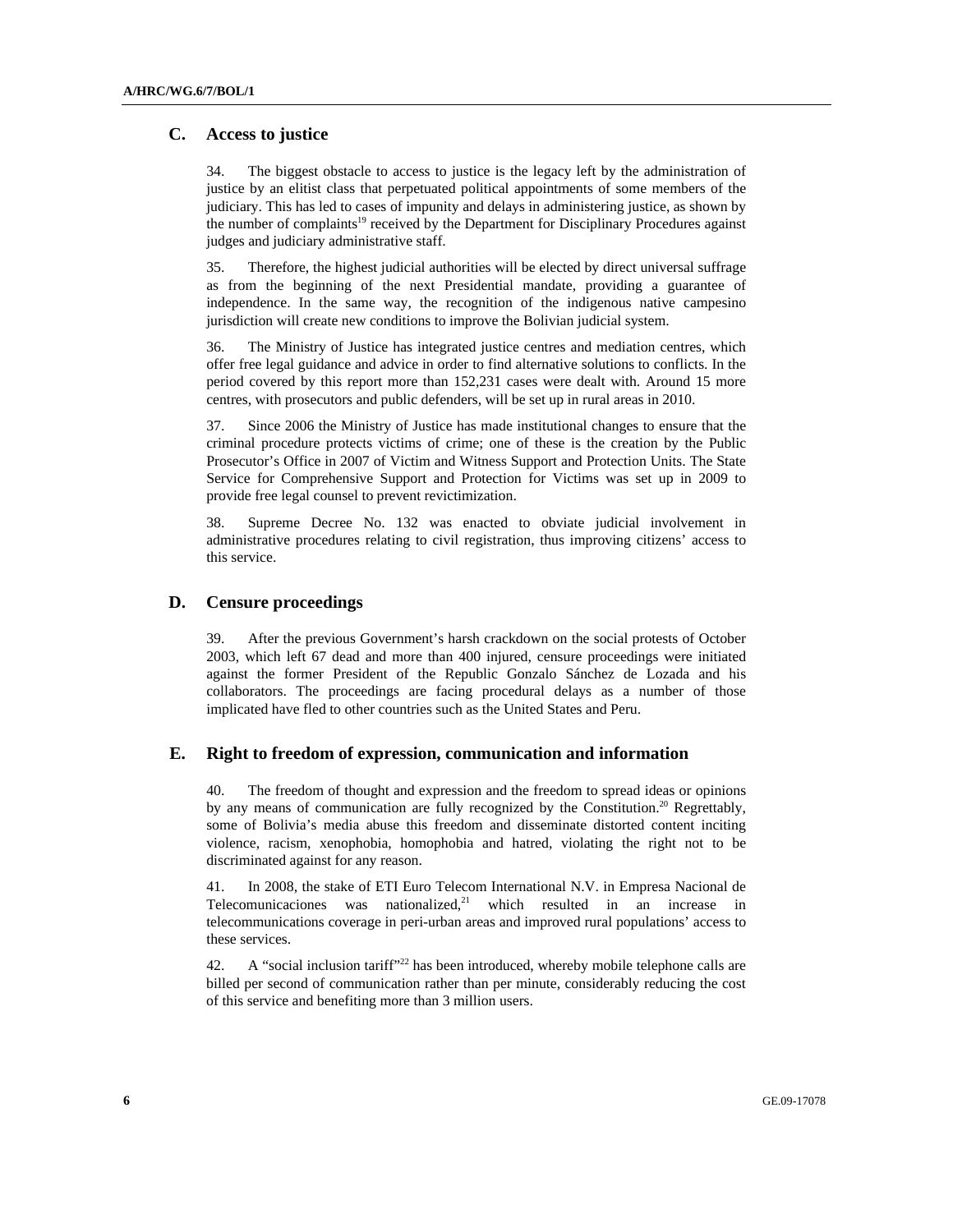## C. Access to justice

34. The biggest obstacle to access to justice is the legacy left by the administration of justice by an elitist class that perpetuated political appointments of some members of the judiciary. This has led to cases of impunity and delays in administering justice, as shown by the number of complaints[19] received by the Department for Disciplinary Procedures against judges and judiciary administrative staff.

35. Therefore, the highest judicial authorities will be elected by direct universal suffrage as from the beginning of the next Presidential mandate, providing a guarantee of independence. In the same way, the recognition of the indigenous native campesino jurisdiction will create new conditions to improve the Bolivian judicial system.

36. The Ministry of Justice has integrated justice centres and mediation centres, which offer free legal guidance and advice in order to find alternative solutions to conflicts. In the period covered by this report more than 152,231 cases were dealt with. Around 15 more centres, with prosecutors and public defenders, will be set up in rural areas in 2010.

37. Since 2006 the Ministry of Justice has made institutional changes to ensure that the criminal procedure protects victims of crime; one of these is the creation by the Public Prosecutor's Office in 2007 of Victim and Witness Support and Protection Units. The State Service for Comprehensive Support and Protection for Victims was set up in 2009 to provide free legal counsel to prevent revictimization.

38. Supreme Decree No. 132 was enacted to obviate judicial involvement in administrative procedures relating to civil registration, thus improving citizens' access to this service.

## D. Censure proceedings

39. After the previous Government's harsh crackdown on the social protests of October 2003, which left 67 dead and more than 400 injured, censure proceedings were initiated against the former President of the Republic Gonzalo Sánchez de Lozada and his collaborators. The proceedings are facing procedural delays as a number of those implicated have fled to other countries such as the United States and Peru.

## E. Right to freedom of expression, communication and information

40. The freedom of thought and expression and the freedom to spread ideas or opinions by any means of communication are fully recognized by the Constitution.[20] Regrettably, some of Bolivia's media abuse this freedom and disseminate distorted content inciting violence, racism, xenophobia, homophobia and hatred, violating the right not to be discriminated against for any reason.

41. In 2008, the stake of ETI Euro Telecom International N.V. in Empresa Nacional de Telecomunicaciones was nationalized,[21] which resulted in an increase in telecommunications coverage in peri-urban areas and improved rural populations' access to these services.

42. A "social inclusion tariff"[22] has been introduced, whereby mobile telephone calls are billed per second of communication rather than per minute, considerably reducing the cost of this service and benefiting more than 3 million users.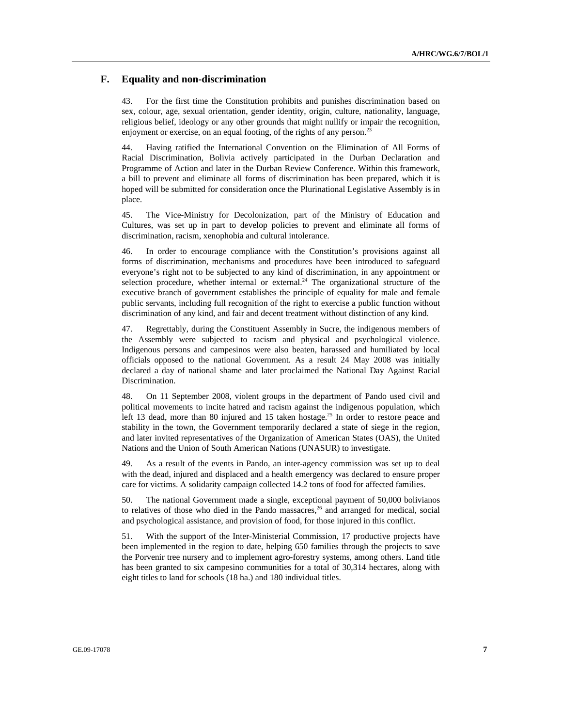## F. Equality and non-discrimination

43. For the first time the Constitution prohibits and punishes discrimination based on sex, colour, age, sexual orientation, gender identity, origin, culture, nationality, language, religious belief, ideology or any other grounds that might nullify or impair the recognition, enjoyment or exercise, on an equal footing, of the rights of any person.[23]

44. Having ratified the International Convention on the Elimination of All Forms of Racial Discrimination, Bolivia actively participated in the Durban Declaration and Programme of Action and later in the Durban Review Conference. Within this framework, a bill to prevent and eliminate all forms of discrimination has been prepared, which it is hoped will be submitted for consideration once the Plurinational Legislative Assembly is in place.

45. The Vice-Ministry for Decolonization, part of the Ministry of Education and Cultures, was set up in part to develop policies to prevent and eliminate all forms of discrimination, racism, xenophobia and cultural intolerance.

46. In order to encourage compliance with the Constitution's provisions against all forms of discrimination, mechanisms and procedures have been introduced to safeguard everyone's right not to be subjected to any kind of discrimination, in any appointment or selection procedure, whether internal or external.[24] The organizational structure of the executive branch of government establishes the principle of equality for male and female public servants, including full recognition of the right to exercise a public function without discrimination of any kind, and fair and decent treatment without distinction of any kind.

47. Regrettably, during the Constituent Assembly in Sucre, the indigenous members of the Assembly were subjected to racism and physical and psychological violence. Indigenous persons and campesinos were also beaten, harassed and humiliated by local officials opposed to the national Government. As a result 24 May 2008 was initially declared a day of national shame and later proclaimed the National Day Against Racial Discrimination.

48. On 11 September 2008, violent groups in the department of Pando used civil and political movements to incite hatred and racism against the indigenous population, which left 13 dead, more than 80 injured and 15 taken hostage.[25] In order to restore peace and stability in the town, the Government temporarily declared a state of siege in the region, and later invited representatives of the Organization of American States (OAS), the United Nations and the Union of South American Nations (UNASUR) to investigate.

49. As a result of the events in Pando, an inter-agency commission was set up to deal with the dead, injured and displaced and a health emergency was declared to ensure proper care for victims. A solidarity campaign collected 14.2 tons of food for affected families.

50. The national Government made a single, exceptional payment of 50,000 bolivianos to relatives of those who died in the Pando massacres,[26] and arranged for medical, social and psychological assistance, and provision of food, for those injured in this conflict.

51. With the support of the Inter-Ministerial Commission, 17 productive projects have been implemented in the region to date, helping 650 families through the projects to save the Porvenir tree nursery and to implement agro-forestry systems, among others. Land title has been granted to six campesino communities for a total of 30,314 hectares, along with eight titles to land for schools (18 ha.) and 180 individual titles.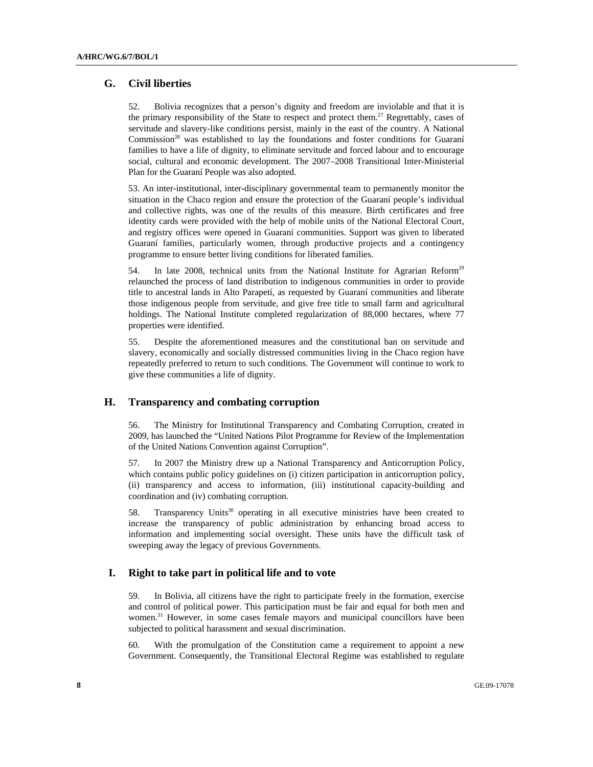## G. Civil liberties

52. Bolivia recognizes that a person's dignity and freedom are inviolable and that it is the primary responsibility of the State to respect and protect them.[27] Regrettably, cases of servitude and slavery-like conditions persist, mainly in the east of the country. A National Commission[28] was established to lay the foundations and foster conditions for Guaraní families to have a life of dignity, to eliminate servitude and forced labour and to encourage social, cultural and economic development. The 2007–2008 Transitional Inter-Ministerial Plan for the Guaraní People was also adopted.

53. An inter-institutional, inter-disciplinary governmental team to permanently monitor the situation in the Chaco region and ensure the protection of the Guaraní people's individual and collective rights, was one of the results of this measure. Birth certificates and free identity cards were provided with the help of mobile units of the National Electoral Court, and registry offices were opened in Guaraní communities. Support was given to liberated Guaraní families, particularly women, through productive projects and a contingency programme to ensure better living conditions for liberated families.

54. In late 2008, technical units from the National Institute for Agrarian Reform[29] relaunched the process of land distribution to indigenous communities in order to provide title to ancestral lands in Alto Parapetí, as requested by Guaraní communities and liberate those indigenous people from servitude, and give free title to small farm and agricultural holdings. The National Institute completed regularization of 88,000 hectares, where 77 properties were identified.

55. Despite the aforementioned measures and the constitutional ban on servitude and slavery, economically and socially distressed communities living in the Chaco region have repeatedly preferred to return to such conditions. The Government will continue to work to give these communities a life of dignity.

## H. Transparency and combating corruption

56. The Ministry for Institutional Transparency and Combating Corruption, created in 2009, has launched the "United Nations Pilot Programme for Review of the Implementation of the United Nations Convention against Corruption".

57. In 2007 the Ministry drew up a National Transparency and Anticorruption Policy, which contains public policy guidelines on (i) citizen participation in anticorruption policy, (ii) transparency and access to information, (iii) institutional capacity-building and coordination and (iv) combating corruption.

58. Transparency Units[30] operating in all executive ministries have been created to increase the transparency of public administration by enhancing broad access to information and implementing social oversight. These units have the difficult task of sweeping away the legacy of previous Governments.

## I. Right to take part in political life and to vote

59. In Bolivia, all citizens have the right to participate freely in the formation, exercise and control of political power. This participation must be fair and equal for both men and women.[31] However, in some cases female mayors and municipal councillors have been subjected to political harassment and sexual discrimination.

60. With the promulgation of the Constitution came a requirement to appoint a new Government. Consequently, the Transitional Electoral Regime was established to regulate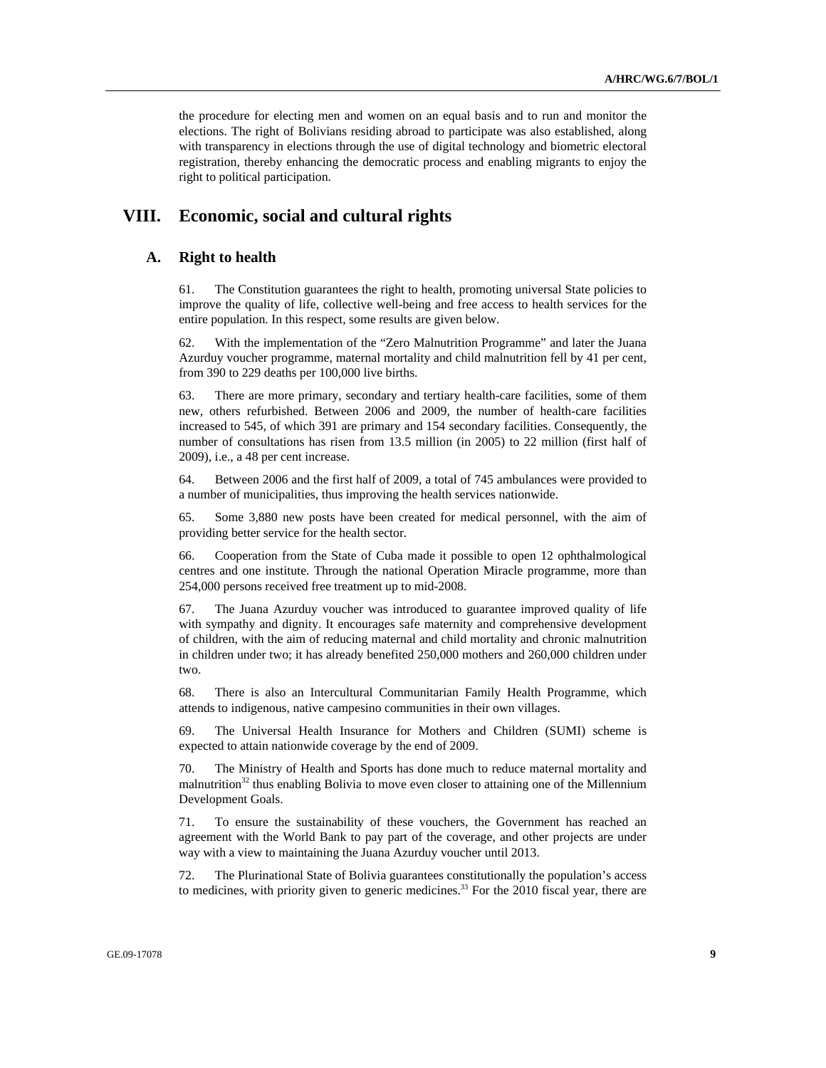the procedure for electing men and women on an equal basis and to run and monitor the elections. The right of Bolivians residing abroad to participate was also established, along with transparency in elections through the use of digital technology and biometric electoral registration, thereby enhancing the democratic process and enabling migrants to enjoy the right to political participation.

# VIII. Economic, social and cultural rights

## A. Right to health

61. The Constitution guarantees the right to health, promoting universal State policies to improve the quality of life, collective well-being and free access to health services for the entire population. In this respect, some results are given below.

62. With the implementation of the "Zero Malnutrition Programme" and later the Juana Azurduy voucher programme, maternal mortality and child malnutrition fell by 41 per cent, from 390 to 229 deaths per 100,000 live births.

63. There are more primary, secondary and tertiary health-care facilities, some of them new, others refurbished. Between 2006 and 2009, the number of health-care facilities increased to 545, of which 391 are primary and 154 secondary facilities. Consequently, the number of consultations has risen from 13.5 million (in 2005) to 22 million (first half of 2009), i.e., a 48 per cent increase.

64. Between 2006 and the first half of 2009, a total of 745 ambulances were provided to a number of municipalities, thus improving the health services nationwide.

65. Some 3,880 new posts have been created for medical personnel, with the aim of providing better service for the health sector.

66. Cooperation from the State of Cuba made it possible to open 12 ophthalmological centres and one institute. Through the national Operation Miracle programme, more than 254,000 persons received free treatment up to mid-2008.

67. The Juana Azurduy voucher was introduced to guarantee improved quality of life with sympathy and dignity. It encourages safe maternity and comprehensive development of children, with the aim of reducing maternal and child mortality and chronic malnutrition in children under two; it has already benefited 250,000 mothers and 260,000 children under two.

68. There is also an Intercultural Communitarian Family Health Programme, which attends to indigenous, native campesino communities in their own villages.

69. The Universal Health Insurance for Mothers and Children (SUMI) scheme is expected to attain nationwide coverage by the end of 2009.

70. The Ministry of Health and Sports has done much to reduce maternal mortality and malnutrition[32] thus enabling Bolivia to move even closer to attaining one of the Millennium Development Goals.

71. To ensure the sustainability of these vouchers, the Government has reached an agreement with the World Bank to pay part of the coverage, and other projects are under way with a view to maintaining the Juana Azurduy voucher until 2013.

72. The Plurinational State of Bolivia guarantees constitutionally the population's access to medicines, with priority given to generic medicines.[33] For the 2010 fiscal year, there are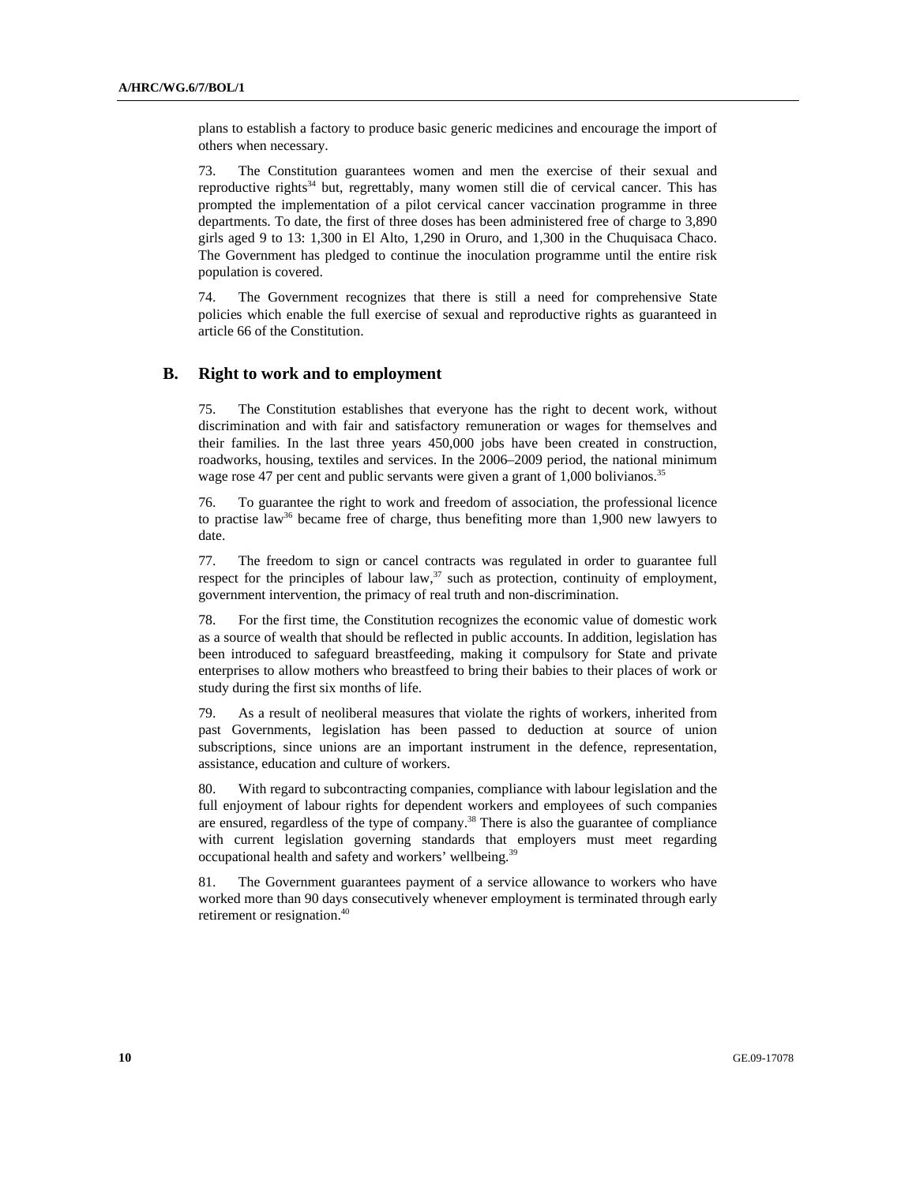plans to establish a factory to produce basic generic medicines and encourage the import of others when necessary.

73. The Constitution guarantees women and men the exercise of their sexual and reproductive rights[34] but, regrettably, many women still die of cervical cancer. This has prompted the implementation of a pilot cervical cancer vaccination programme in three departments. To date, the first of three doses has been administered free of charge to 3,890 girls aged 9 to 13: 1,300 in El Alto, 1,290 in Oruro, and 1,300 in the Chuquisaca Chaco. The Government has pledged to continue the inoculation programme until the entire risk population is covered.

74. The Government recognizes that there is still a need for comprehensive State policies which enable the full exercise of sexual and reproductive rights as guaranteed in article 66 of the Constitution.

## B. Right to work and to employment

75. The Constitution establishes that everyone has the right to decent work, without discrimination and with fair and satisfactory remuneration or wages for themselves and their families. In the last three years 450,000 jobs have been created in construction, roadworks, housing, textiles and services. In the 2006–2009 period, the national minimum wage rose 47 per cent and public servants were given a grant of 1,000 bolivianos.[35]

76. To guarantee the right to work and freedom of association, the professional licence to practise law[36] became free of charge, thus benefiting more than 1,900 new lawyers to date.

77. The freedom to sign or cancel contracts was regulated in order to guarantee full respect for the principles of labour law,[37] such as protection, continuity of employment, government intervention, the primacy of real truth and non-discrimination.

78. For the first time, the Constitution recognizes the economic value of domestic work as a source of wealth that should be reflected in public accounts. In addition, legislation has been introduced to safeguard breastfeeding, making it compulsory for State and private enterprises to allow mothers who breastfeed to bring their babies to their places of work or study during the first six months of life.

79. As a result of neoliberal measures that violate the rights of workers, inherited from past Governments, legislation has been passed to deduction at source of union subscriptions, since unions are an important instrument in the defence, representation, assistance, education and culture of workers.

80. With regard to subcontracting companies, compliance with labour legislation and the full enjoyment of labour rights for dependent workers and employees of such companies are ensured, regardless of the type of company.[38] There is also the guarantee of compliance with current legislation governing standards that employers must meet regarding occupational health and safety and workers' wellbeing.[39]

81. The Government guarantees payment of a service allowance to workers who have worked more than 90 days consecutively whenever employment is terminated through early retirement or resignation.[40]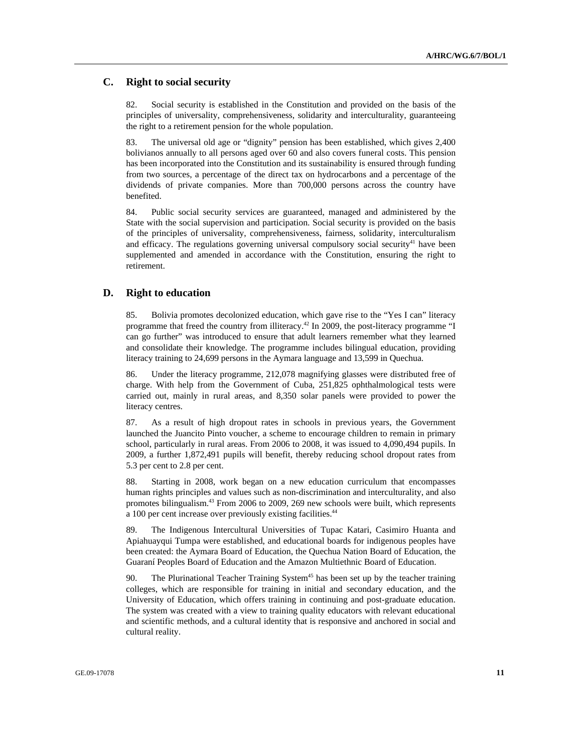## C. Right to social security

82. Social security is established in the Constitution and provided on the basis of the principles of universality, comprehensiveness, solidarity and interculturality, guaranteeing the right to a retirement pension for the whole population.

83. The universal old age or "dignity" pension has been established, which gives 2,400 bolivianos annually to all persons aged over 60 and also covers funeral costs. This pension has been incorporated into the Constitution and its sustainability is ensured through funding from two sources, a percentage of the direct tax on hydrocarbons and a percentage of the dividends of private companies. More than 700,000 persons across the country have benefited.

84. Public social security services are guaranteed, managed and administered by the State with the social supervision and participation. Social security is provided on the basis of the principles of universality, comprehensiveness, fairness, solidarity, interculturalism and efficacy. The regulations governing universal compulsory social security[41] have been supplemented and amended in accordance with the Constitution, ensuring the right to retirement.

## D. Right to education

85. Bolivia promotes decolonized education, which gave rise to the "Yes I can" literacy programme that freed the country from illiteracy.[42] In 2009, the post-literacy programme "I can go further" was introduced to ensure that adult learners remember what they learned and consolidate their knowledge. The programme includes bilingual education, providing literacy training to 24,699 persons in the Aymara language and 13,599 in Quechua.

86. Under the literacy programme, 212,078 magnifying glasses were distributed free of charge. With help from the Government of Cuba, 251,825 ophthalmological tests were carried out, mainly in rural areas, and 8,350 solar panels were provided to power the literacy centres.

87. As a result of high dropout rates in schools in previous years, the Government launched the Juancito Pinto voucher, a scheme to encourage children to remain in primary school, particularly in rural areas. From 2006 to 2008, it was issued to 4,090,494 pupils. In 2009, a further 1,872,491 pupils will benefit, thereby reducing school dropout rates from 5.3 per cent to 2.8 per cent.

88. Starting in 2008, work began on a new education curriculum that encompasses human rights principles and values such as non-discrimination and interculturality, and also promotes bilingualism.[43] From 2006 to 2009, 269 new schools were built, which represents a 100 per cent increase over previously existing facilities.[44]

89. The Indigenous Intercultural Universities of Tupac Katari, Casimiro Huanta and Apiahuayqui Tumpa were established, and educational boards for indigenous peoples have been created: the Aymara Board of Education, the Quechua Nation Board of Education, the Guaraní Peoples Board of Education and the Amazon Multiethnic Board of Education.

90. The Plurinational Teacher Training System[45] has been set up by the teacher training colleges, which are responsible for training in initial and secondary education, and the University of Education, which offers training in continuing and post-graduate education. The system was created with a view to training quality educators with relevant educational and scientific methods, and a cultural identity that is responsive and anchored in social and cultural reality.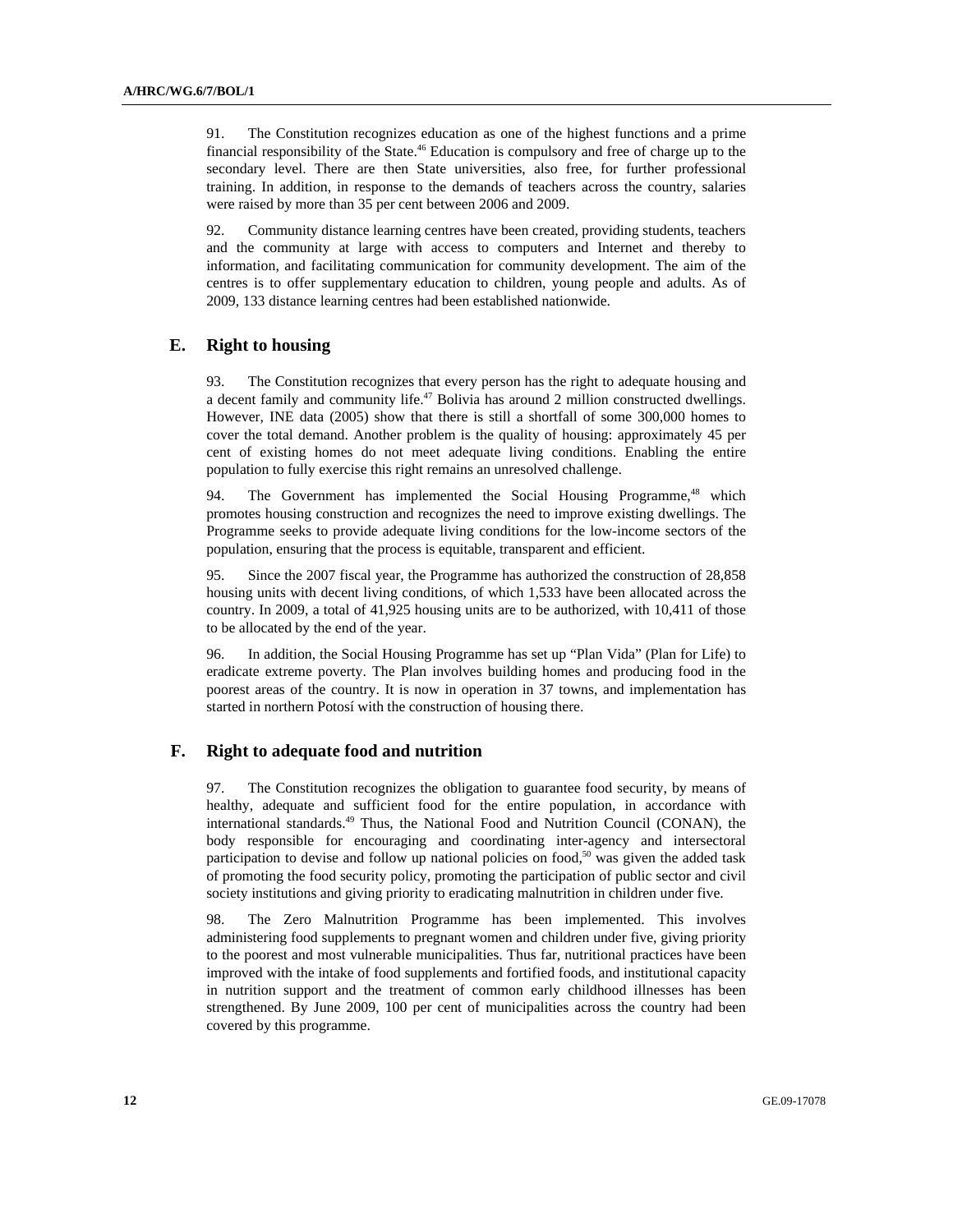91. The Constitution recognizes education as one of the highest functions and a prime financial responsibility of the State.[46] Education is compulsory and free of charge up to the secondary level. There are then State universities, also free, for further professional training. In addition, in response to the demands of teachers across the country, salaries were raised by more than 35 per cent between 2006 and 2009.

92. Community distance learning centres have been created, providing students, teachers and the community at large with access to computers and Internet and thereby to information, and facilitating communication for community development. The aim of the centres is to offer supplementary education to children, young people and adults. As of 2009, 133 distance learning centres had been established nationwide.

## E. Right to housing

93. The Constitution recognizes that every person has the right to adequate housing and a decent family and community life.[47] Bolivia has around 2 million constructed dwellings. However, INE data (2005) show that there is still a shortfall of some 300,000 homes to cover the total demand. Another problem is the quality of housing: approximately 45 per cent of existing homes do not meet adequate living conditions. Enabling the entire population to fully exercise this right remains an unresolved challenge.

94. The Government has implemented the Social Housing Programme,[48] which promotes housing construction and recognizes the need to improve existing dwellings. The Programme seeks to provide adequate living conditions for the low-income sectors of the population, ensuring that the process is equitable, transparent and efficient.

95. Since the 2007 fiscal year, the Programme has authorized the construction of 28,858 housing units with decent living conditions, of which 1,533 have been allocated across the country. In 2009, a total of 41,925 housing units are to be authorized, with 10,411 of those to be allocated by the end of the year.

96. In addition, the Social Housing Programme has set up "Plan Vida" (Plan for Life) to eradicate extreme poverty. The Plan involves building homes and producing food in the poorest areas of the country. It is now in operation in 37 towns, and implementation has started in northern Potosí with the construction of housing there.

## F. Right to adequate food and nutrition

97. The Constitution recognizes the obligation to guarantee food security, by means of healthy, adequate and sufficient food for the entire population, in accordance with international standards.[49] Thus, the National Food and Nutrition Council (CONAN), the body responsible for encouraging and coordinating inter-agency and intersectoral participation to devise and follow up national policies on food,[50] was given the added task of promoting the food security policy, promoting the participation of public sector and civil society institutions and giving priority to eradicating malnutrition in children under five.

98. The Zero Malnutrition Programme has been implemented. This involves administering food supplements to pregnant women and children under five, giving priority to the poorest and most vulnerable municipalities. Thus far, nutritional practices have been improved with the intake of food supplements and fortified foods, and institutional capacity in nutrition support and the treatment of common early childhood illnesses has been strengthened. By June 2009, 100 per cent of municipalities across the country had been covered by this programme.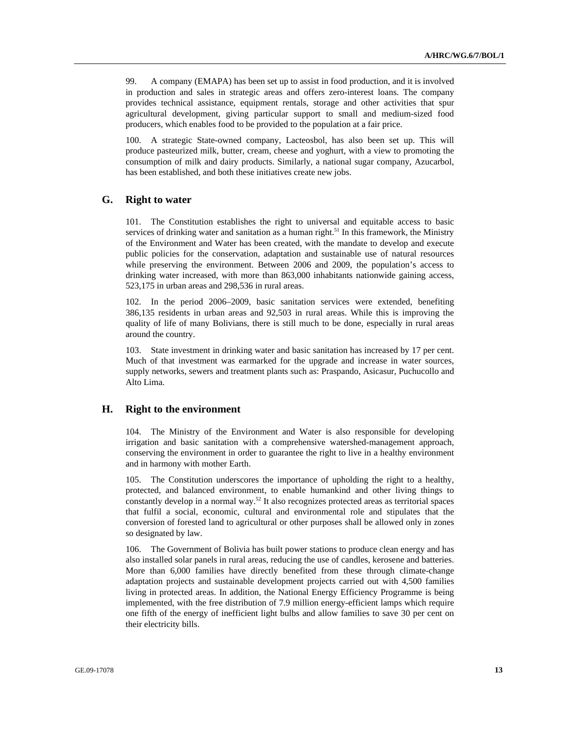99. A company (EMAPA) has been set up to assist in food production, and it is involved in production and sales in strategic areas and offers zero-interest loans. The company provides technical assistance, equipment rentals, storage and other activities that spur agricultural development, giving particular support to small and medium-sized food producers, which enables food to be provided to the population at a fair price.

100. A strategic State-owned company, Lacteosbol, has also been set up. This will produce pasteurized milk, butter, cream, cheese and yoghurt, with a view to promoting the consumption of milk and dairy products. Similarly, a national sugar company, Azucarbol, has been established, and both these initiatives create new jobs.

## G. Right to water

101. The Constitution establishes the right to universal and equitable access to basic services of drinking water and sanitation as a human right.[51] In this framework, the Ministry of the Environment and Water has been created, with the mandate to develop and execute public policies for the conservation, adaptation and sustainable use of natural resources while preserving the environment. Between 2006 and 2009, the population's access to drinking water increased, with more than 863,000 inhabitants nationwide gaining access, 523,175 in urban areas and 298,536 in rural areas.

102. In the period 2006–2009, basic sanitation services were extended, benefiting 386,135 residents in urban areas and 92,503 in rural areas. While this is improving the quality of life of many Bolivians, there is still much to be done, especially in rural areas around the country.

103. State investment in drinking water and basic sanitation has increased by 17 per cent. Much of that investment was earmarked for the upgrade and increase in water sources, supply networks, sewers and treatment plants such as: Praspando, Asicasur, Puchucollo and Alto Lima.

## H. Right to the environment

104. The Ministry of the Environment and Water is also responsible for developing irrigation and basic sanitation with a comprehensive watershed-management approach, conserving the environment in order to guarantee the right to live in a healthy environment and in harmony with mother Earth.

105. The Constitution underscores the importance of upholding the right to a healthy, protected, and balanced environment, to enable humankind and other living things to constantly develop in a normal way.[52] It also recognizes protected areas as territorial spaces that fulfil a social, economic, cultural and environmental role and stipulates that the conversion of forested land to agricultural or other purposes shall be allowed only in zones so designated by law.

106. The Government of Bolivia has built power stations to produce clean energy and has also installed solar panels in rural areas, reducing the use of candles, kerosene and batteries. More than 6,000 families have directly benefited from these through climate-change adaptation projects and sustainable development projects carried out with 4,500 families living in protected areas. In addition, the National Energy Efficiency Programme is being implemented, with the free distribution of 7.9 million energy-efficient lamps which require one fifth of the energy of inefficient light bulbs and allow families to save 30 per cent on their electricity bills.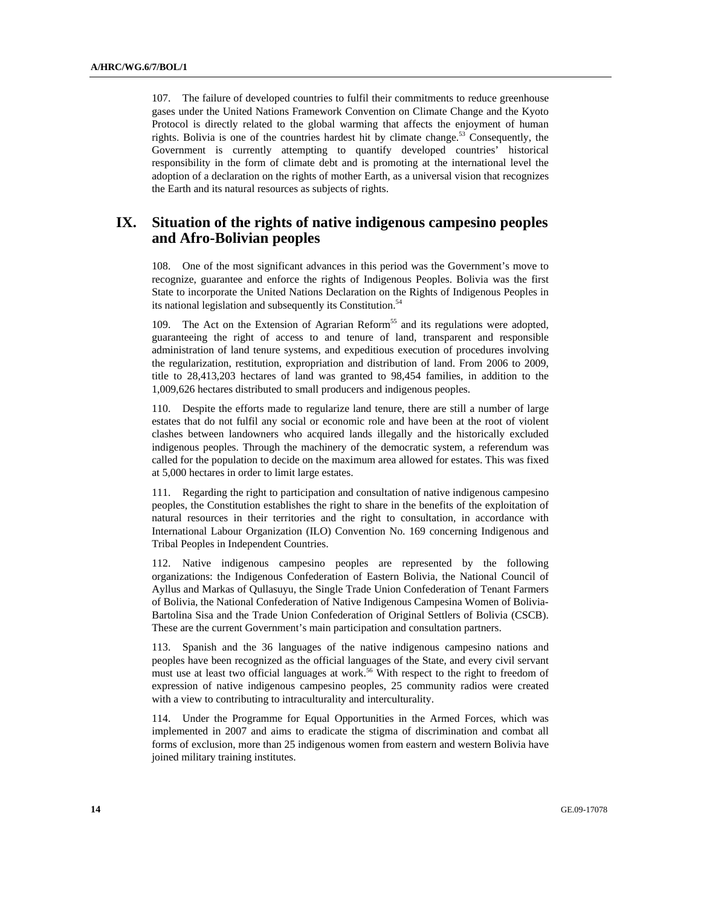107. The failure of developed countries to fulfil their commitments to reduce greenhouse gases under the United Nations Framework Convention on Climate Change and the Kyoto Protocol is directly related to the global warming that affects the enjoyment of human rights. Bolivia is one of the countries hardest hit by climate change.[53] Consequently, the Government is currently attempting to quantify developed countries' historical responsibility in the form of climate debt and is promoting at the international level the adoption of a declaration on the rights of mother Earth, as a universal vision that recognizes the Earth and its natural resources as subjects of rights.

## IX. Situation of the rights of native indigenous campesino peoples and Afro-Bolivian peoples

108. One of the most significant advances in this period was the Government's move to recognize, guarantee and enforce the rights of Indigenous Peoples. Bolivia was the first State to incorporate the United Nations Declaration on the Rights of Indigenous Peoples in its national legislation and subsequently its Constitution.[54]

109. The Act on the Extension of Agrarian Reform[55] and its regulations were adopted, guaranteeing the right of access to and tenure of land, transparent and responsible administration of land tenure systems, and expeditious execution of procedures involving the regularization, restitution, expropriation and distribution of land. From 2006 to 2009, title to 28,413,203 hectares of land was granted to 98,454 families, in addition to the 1,009,626 hectares distributed to small producers and indigenous peoples.

110. Despite the efforts made to regularize land tenure, there are still a number of large estates that do not fulfil any social or economic role and have been at the root of violent clashes between landowners who acquired lands illegally and the historically excluded indigenous peoples. Through the machinery of the democratic system, a referendum was called for the population to decide on the maximum area allowed for estates. This was fixed at 5,000 hectares in order to limit large estates.

111. Regarding the right to participation and consultation of native indigenous campesino peoples, the Constitution establishes the right to share in the benefits of the exploitation of natural resources in their territories and the right to consultation, in accordance with International Labour Organization (ILO) Convention No. 169 concerning Indigenous and Tribal Peoples in Independent Countries.

112. Native indigenous campesino peoples are represented by the following organizations: the Indigenous Confederation of Eastern Bolivia, the National Council of Ayllus and Markas of Qullasuyu, the Single Trade Union Confederation of Tenant Farmers of Bolivia, the National Confederation of Native Indigenous Campesina Women of Bolivia-Bartolina Sisa and the Trade Union Confederation of Original Settlers of Bolivia (CSCB). These are the current Government's main participation and consultation partners.

113. Spanish and the 36 languages of the native indigenous campesino nations and peoples have been recognized as the official languages of the State, and every civil servant must use at least two official languages at work.[56] With respect to the right to freedom of expression of native indigenous campesino peoples, 25 community radios were created with a view to contributing to intraculturality and interculturality.

114. Under the Programme for Equal Opportunities in the Armed Forces, which was implemented in 2007 and aims to eradicate the stigma of discrimination and combat all forms of exclusion, more than 25 indigenous women from eastern and western Bolivia have joined military training institutes.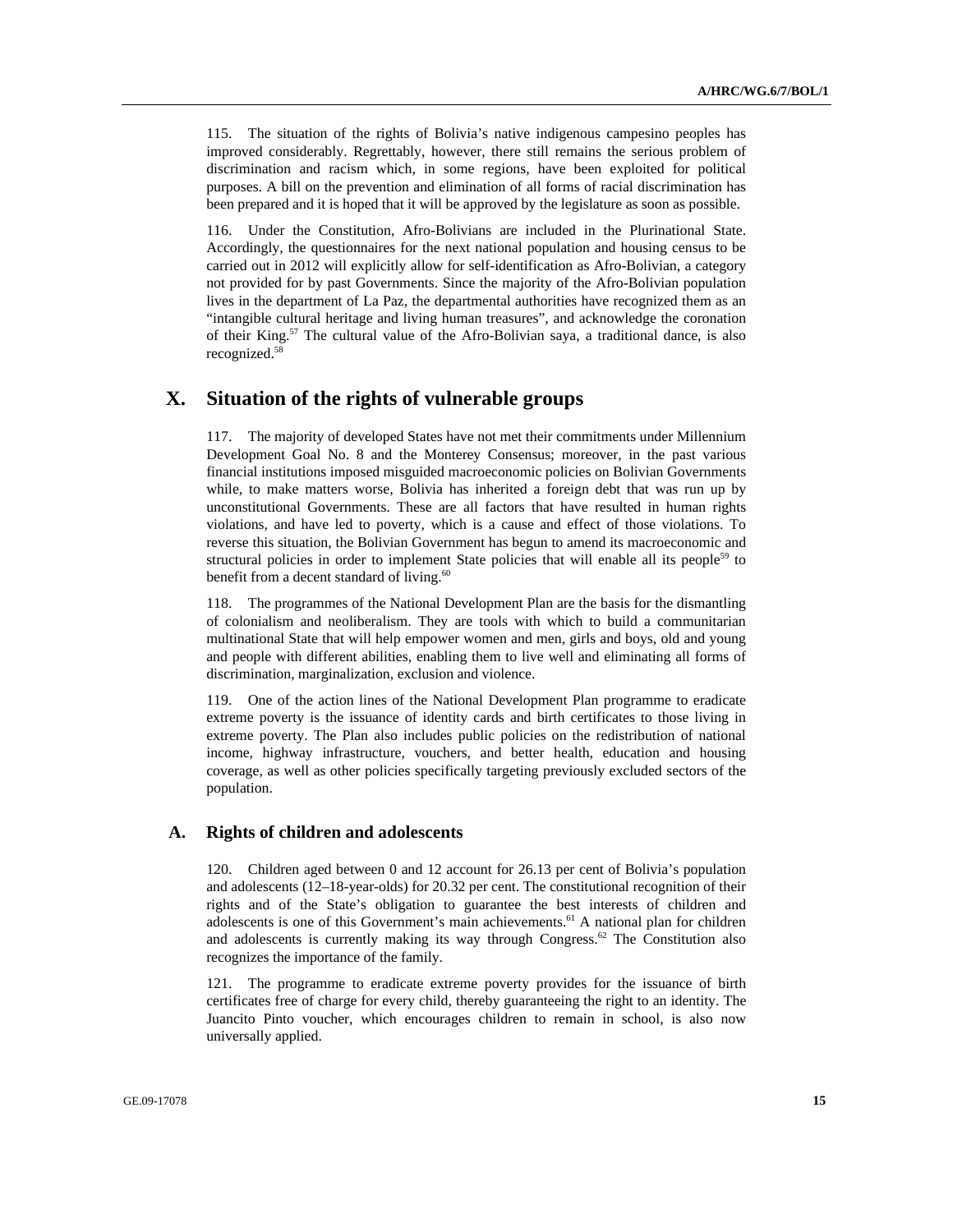115. The situation of the rights of Bolivia's native indigenous campesino peoples has improved considerably. Regrettably, however, there still remains the serious problem of discrimination and racism which, in some regions, have been exploited for political purposes. A bill on the prevention and elimination of all forms of racial discrimination has been prepared and it is hoped that it will be approved by the legislature as soon as possible.

116. Under the Constitution, Afro-Bolivians are included in the Plurinational State. Accordingly, the questionnaires for the next national population and housing census to be carried out in 2012 will explicitly allow for self-identification as Afro-Bolivian, a category not provided for by past Governments. Since the majority of the Afro-Bolivian population lives in the department of La Paz, the departmental authorities have recognized them as an "intangible cultural heritage and living human treasures", and acknowledge the coronation of their King.[57] The cultural value of the Afro-Bolivian saya, a traditional dance, is also recognized.[58]

# X. Situation of the rights of vulnerable groups

117. The majority of developed States have not met their commitments under Millennium Development Goal No. 8 and the Monterey Consensus; moreover, in the past various financial institutions imposed misguided macroeconomic policies on Bolivian Governments while, to make matters worse, Bolivia has inherited a foreign debt that was run up by unconstitutional Governments. These are all factors that have resulted in human rights violations, and have led to poverty, which is a cause and effect of those violations. To reverse this situation, the Bolivian Government has begun to amend its macroeconomic and structural policies in order to implement State policies that will enable all its people[59] to benefit from a decent standard of living.[60]

118. The programmes of the National Development Plan are the basis for the dismantling of colonialism and neoliberalism. They are tools with which to build a communitarian multinational State that will help empower women and men, girls and boys, old and young and people with different abilities, enabling them to live well and eliminating all forms of discrimination, marginalization, exclusion and violence.

119. One of the action lines of the National Development Plan programme to eradicate extreme poverty is the issuance of identity cards and birth certificates to those living in extreme poverty. The Plan also includes public policies on the redistribution of national income, highway infrastructure, vouchers, and better health, education and housing coverage, as well as other policies specifically targeting previously excluded sectors of the population.

## A. Rights of children and adolescents

120. Children aged between 0 and 12 account for 26.13 per cent of Bolivia's population and adolescents (12–18-year-olds) for 20.32 per cent. The constitutional recognition of their rights and of the State's obligation to guarantee the best interests of children and adolescents is one of this Government's main achievements.[61] A national plan for children and adolescents is currently making its way through Congress.[62] The Constitution also recognizes the importance of the family.

121. The programme to eradicate extreme poverty provides for the issuance of birth certificates free of charge for every child, thereby guaranteeing the right to an identity. The Juancito Pinto voucher, which encourages children to remain in school, is also now universally applied.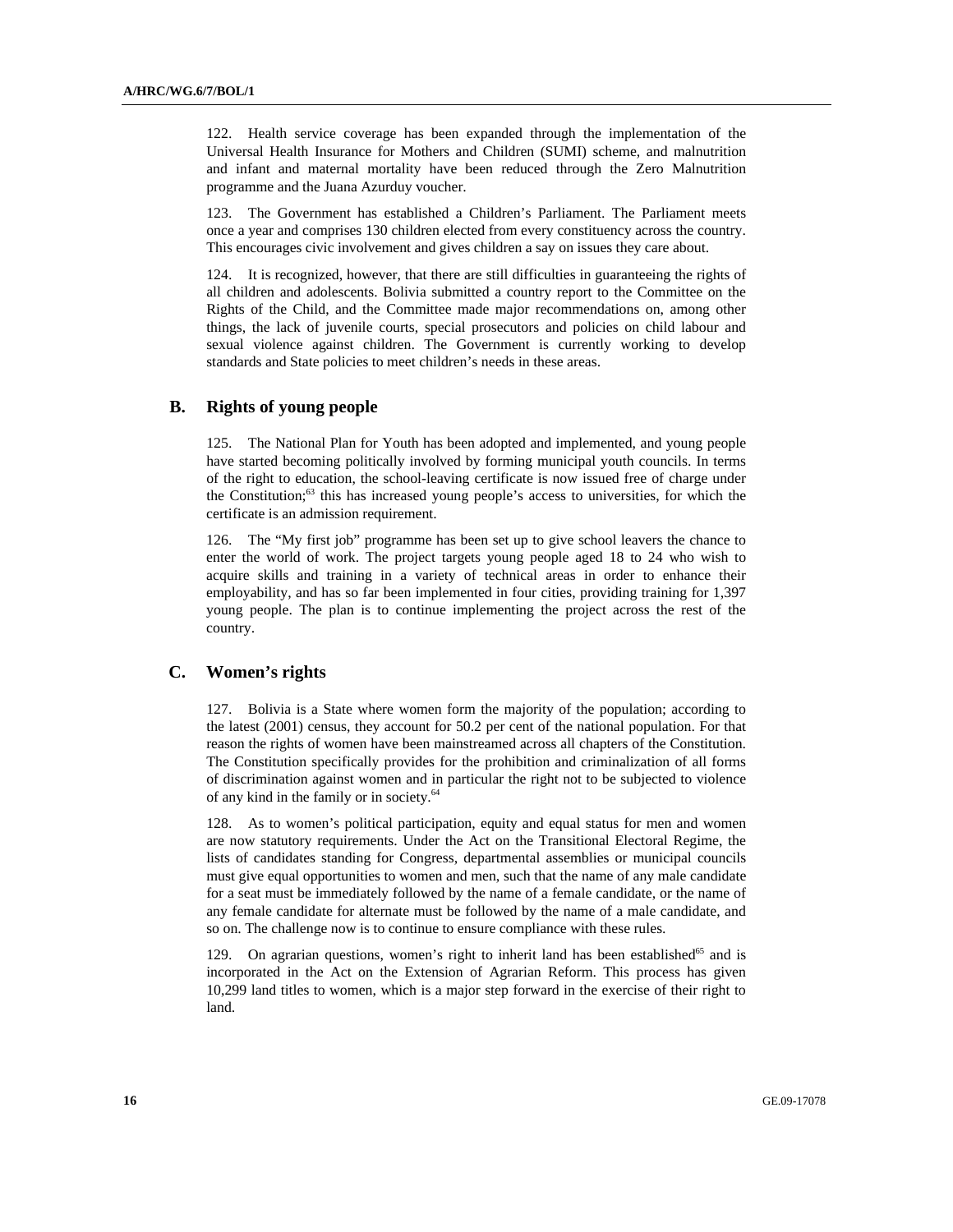122. Health service coverage has been expanded through the implementation of the Universal Health Insurance for Mothers and Children (SUMI) scheme, and malnutrition and infant and maternal mortality have been reduced through the Zero Malnutrition programme and the Juana Azurduy voucher.

123. The Government has established a Children's Parliament. The Parliament meets once a year and comprises 130 children elected from every constituency across the country. This encourages civic involvement and gives children a say on issues they care about.

124. It is recognized, however, that there are still difficulties in guaranteeing the rights of all children and adolescents. Bolivia submitted a country report to the Committee on the Rights of the Child, and the Committee made major recommendations on, among other things, the lack of juvenile courts, special prosecutors and policies on child labour and sexual violence against children. The Government is currently working to develop standards and State policies to meet children's needs in these areas.

## B. Rights of young people

125. The National Plan for Youth has been adopted and implemented, and young people have started becoming politically involved by forming municipal youth councils. In terms of the right to education, the school-leaving certificate is now issued free of charge under the Constitution;[63] this has increased young people's access to universities, for which the certificate is an admission requirement.

126. The "My first job" programme has been set up to give school leavers the chance to enter the world of work. The project targets young people aged 18 to 24 who wish to acquire skills and training in a variety of technical areas in order to enhance their employability, and has so far been implemented in four cities, providing training for 1,397 young people. The plan is to continue implementing the project across the rest of the country.

## C. Women's rights

127. Bolivia is a State where women form the majority of the population; according to the latest (2001) census, they account for 50.2 per cent of the national population. For that reason the rights of women have been mainstreamed across all chapters of the Constitution. The Constitution specifically provides for the prohibition and criminalization of all forms of discrimination against women and in particular the right not to be subjected to violence of any kind in the family or in society.[64]

128. As to women's political participation, equity and equal status for men and women are now statutory requirements. Under the Act on the Transitional Electoral Regime, the lists of candidates standing for Congress, departmental assemblies or municipal councils must give equal opportunities to women and men, such that the name of any male candidate for a seat must be immediately followed by the name of a female candidate, or the name of any female candidate for alternate must be followed by the name of a male candidate, and so on. The challenge now is to continue to ensure compliance with these rules.

129. On agrarian questions, women's right to inherit land has been established[65] and is incorporated in the Act on the Extension of Agrarian Reform. This process has given 10,299 land titles to women, which is a major step forward in the exercise of their right to land.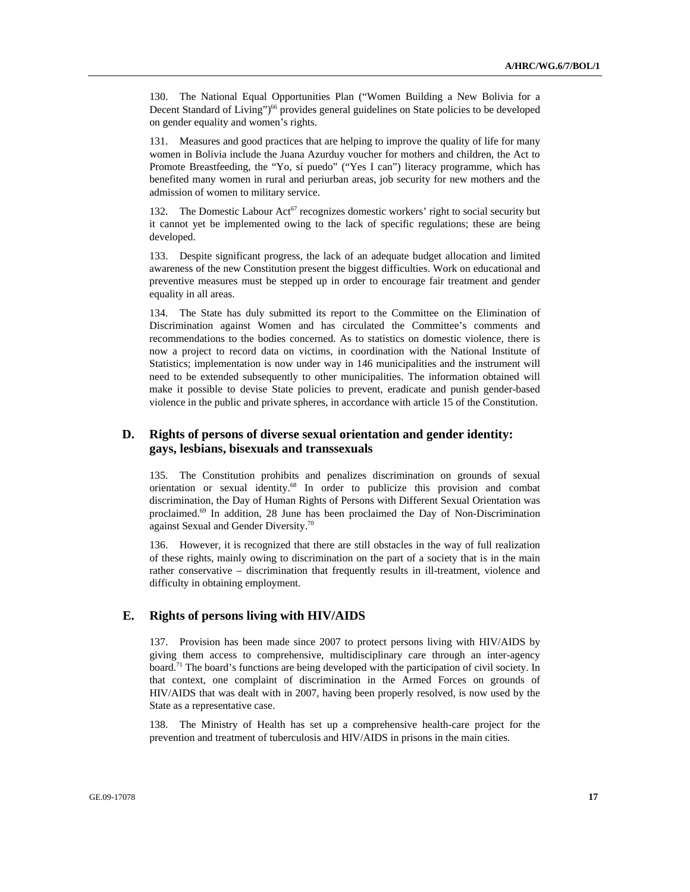130. The National Equal Opportunities Plan ("Women Building a New Bolivia for a Decent Standard of Living")[66] provides general guidelines on State policies to be developed on gender equality and women's rights.

131. Measures and good practices that are helping to improve the quality of life for many women in Bolivia include the Juana Azurduy voucher for mothers and children, the Act to Promote Breastfeeding, the "Yo, sí puedo" ("Yes I can") literacy programme, which has benefited many women in rural and periurban areas, job security for new mothers and the admission of women to military service.

132. The Domestic Labour Act[67] recognizes domestic workers' right to social security but it cannot yet be implemented owing to the lack of specific regulations; these are being developed.

133. Despite significant progress, the lack of an adequate budget allocation and limited awareness of the new Constitution present the biggest difficulties. Work on educational and preventive measures must be stepped up in order to encourage fair treatment and gender equality in all areas.

134. The State has duly submitted its report to the Committee on the Elimination of Discrimination against Women and has circulated the Committee's comments and recommendations to the bodies concerned. As to statistics on domestic violence, there is now a project to record data on victims, in coordination with the National Institute of Statistics; implementation is now under way in 146 municipalities and the instrument will need to be extended subsequently to other municipalities. The information obtained will make it possible to devise State policies to prevent, eradicate and punish gender-based violence in the public and private spheres, in accordance with article 15 of the Constitution.

## D. Rights of persons of diverse sexual orientation and gender identity: gays, lesbians, bisexuals and transsexuals

135. The Constitution prohibits and penalizes discrimination on grounds of sexual orientation or sexual identity.[68] In order to publicize this provision and combat discrimination, the Day of Human Rights of Persons with Different Sexual Orientation was proclaimed.[69] In addition, 28 June has been proclaimed the Day of Non-Discrimination against Sexual and Gender Diversity.[70]

136. However, it is recognized that there are still obstacles in the way of full realization of these rights, mainly owing to discrimination on the part of a society that is in the main rather conservative – discrimination that frequently results in ill-treatment, violence and difficulty in obtaining employment.

## E. Rights of persons living with HIV/AIDS

137. Provision has been made since 2007 to protect persons living with HIV/AIDS by giving them access to comprehensive, multidisciplinary care through an inter-agency board.[71] The board's functions are being developed with the participation of civil society. In that context, one complaint of discrimination in the Armed Forces on grounds of HIV/AIDS that was dealt with in 2007, having been properly resolved, is now used by the State as a representative case.

138. The Ministry of Health has set up a comprehensive health-care project for the prevention and treatment of tuberculosis and HIV/AIDS in prisons in the main cities.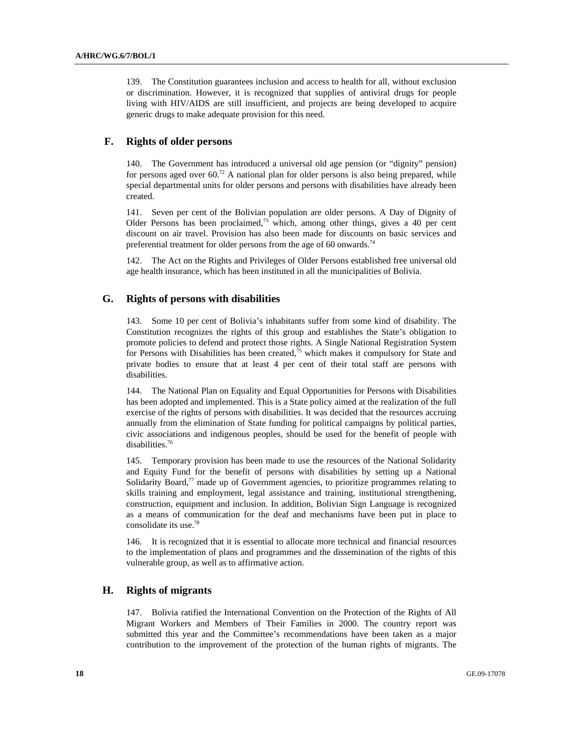139. The Constitution guarantees inclusion and access to health for all, without exclusion or discrimination. However, it is recognized that supplies of antiviral drugs for people living with HIV/AIDS are still insufficient, and projects are being developed to acquire generic drugs to make adequate provision for this need.

## F. Rights of older persons

140. The Government has introduced a universal old age pension (or "dignity" pension) for persons aged over 60.[72] A national plan for older persons is also being prepared, while special departmental units for older persons and persons with disabilities have already been created.

141. Seven per cent of the Bolivian population are older persons. A Day of Dignity of Older Persons has been proclaimed,[73] which, among other things, gives a 40 per cent discount on air travel. Provision has also been made for discounts on basic services and preferential treatment for older persons from the age of 60 onwards.[74]

142. The Act on the Rights and Privileges of Older Persons established free universal old age health insurance, which has been instituted in all the municipalities of Bolivia.

## G. Rights of persons with disabilities

143. Some 10 per cent of Bolivia's inhabitants suffer from some kind of disability. The Constitution recognizes the rights of this group and establishes the State's obligation to promote policies to defend and protect those rights. A Single National Registration System for Persons with Disabilities has been created,[75] which makes it compulsory for State and private bodies to ensure that at least 4 per cent of their total staff are persons with disabilities.

144. The National Plan on Equality and Equal Opportunities for Persons with Disabilities has been adopted and implemented. This is a State policy aimed at the realization of the full exercise of the rights of persons with disabilities. It was decided that the resources accruing annually from the elimination of State funding for political campaigns by political parties, civic associations and indigenous peoples, should be used for the benefit of people with disabilities.[76]

145. Temporary provision has been made to use the resources of the National Solidarity and Equity Fund for the benefit of persons with disabilities by setting up a National Solidarity Board,[77] made up of Government agencies, to prioritize programmes relating to skills training and employment, legal assistance and training, institutional strengthening, construction, equipment and inclusion. In addition, Bolivian Sign Language is recognized as a means of communication for the deaf and mechanisms have been put in place to consolidate its use.[78]

146. It is recognized that it is essential to allocate more technical and financial resources to the implementation of plans and programmes and the dissemination of the rights of this vulnerable group, as well as to affirmative action.

## H. Rights of migrants

147. Bolivia ratified the International Convention on the Protection of the Rights of All Migrant Workers and Members of Their Families in 2000. The country report was submitted this year and the Committee's recommendations have been taken as a major contribution to the improvement of the protection of the human rights of migrants. The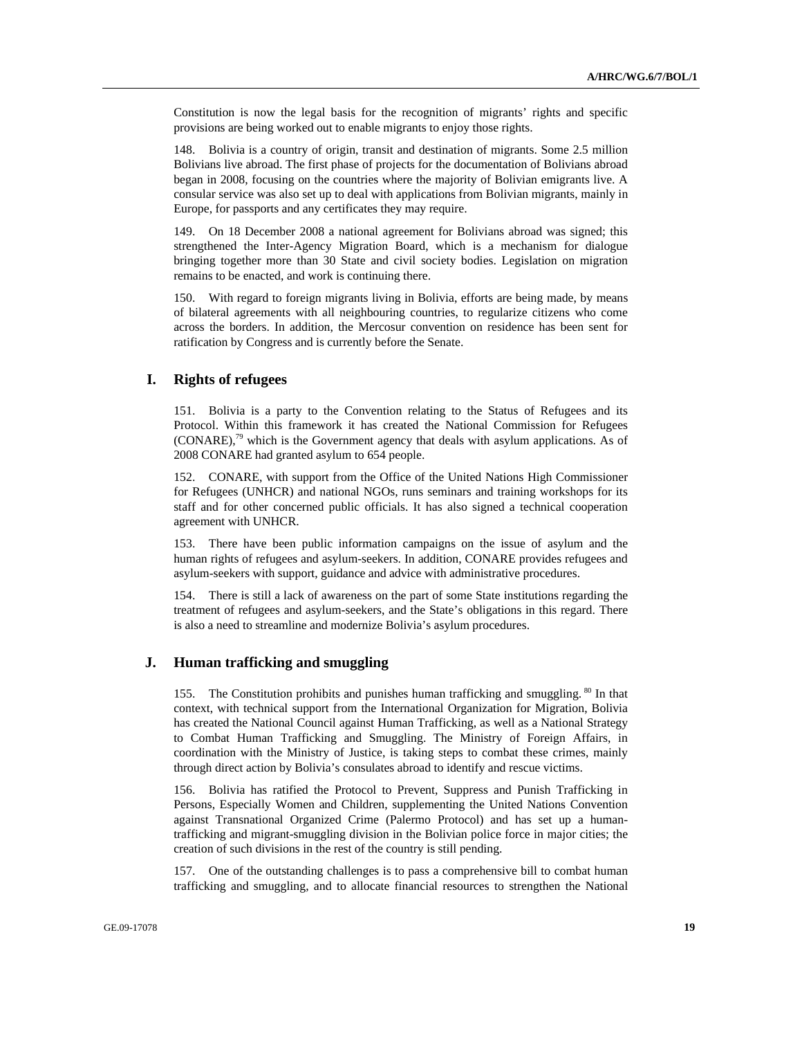Constitution is now the legal basis for the recognition of migrants' rights and specific provisions are being worked out to enable migrants to enjoy those rights.

148. Bolivia is a country of origin, transit and destination of migrants. Some 2.5 million Bolivians live abroad. The first phase of projects for the documentation of Bolivians abroad began in 2008, focusing on the countries where the majority of Bolivian emigrants live. A consular service was also set up to deal with applications from Bolivian migrants, mainly in Europe, for passports and any certificates they may require.

149. On 18 December 2008 a national agreement for Bolivians abroad was signed; this strengthened the Inter-Agency Migration Board, which is a mechanism for dialogue bringing together more than 30 State and civil society bodies. Legislation on migration remains to be enacted, and work is continuing there.

150. With regard to foreign migrants living in Bolivia, efforts are being made, by means of bilateral agreements with all neighbouring countries, to regularize citizens who come across the borders. In addition, the Mercosur convention on residence has been sent for ratification by Congress and is currently before the Senate.

## I. Rights of refugees

151. Bolivia is a party to the Convention relating to the Status of Refugees and its Protocol. Within this framework it has created the National Commission for Refugees (CONARE),[79] which is the Government agency that deals with asylum applications. As of 2008 CONARE had granted asylum to 654 people.

152. CONARE, with support from the Office of the United Nations High Commissioner for Refugees (UNHCR) and national NGOs, runs seminars and training workshops for its staff and for other concerned public officials. It has also signed a technical cooperation agreement with UNHCR.

153. There have been public information campaigns on the issue of asylum and the human rights of refugees and asylum-seekers. In addition, CONARE provides refugees and asylum-seekers with support, guidance and advice with administrative procedures.

154. There is still a lack of awareness on the part of some State institutions regarding the treatment of refugees and asylum-seekers, and the State's obligations in this regard. There is also a need to streamline and modernize Bolivia's asylum procedures.

## J. Human trafficking and smuggling

155. The Constitution prohibits and punishes human trafficking and smuggling.[80] In that context, with technical support from the International Organization for Migration, Bolivia has created the National Council against Human Trafficking, as well as a National Strategy to Combat Human Trafficking and Smuggling. The Ministry of Foreign Affairs, in coordination with the Ministry of Justice, is taking steps to combat these crimes, mainly through direct action by Bolivia's consulates abroad to identify and rescue victims.

156. Bolivia has ratified the Protocol to Prevent, Suppress and Punish Trafficking in Persons, Especially Women and Children, supplementing the United Nations Convention against Transnational Organized Crime (Palermo Protocol) and has set up a human-trafficking and migrant-smuggling division in the Bolivian police force in major cities; the creation of such divisions in the rest of the country is still pending.

157. One of the outstanding challenges is to pass a comprehensive bill to combat human trafficking and smuggling, and to allocate financial resources to strengthen the National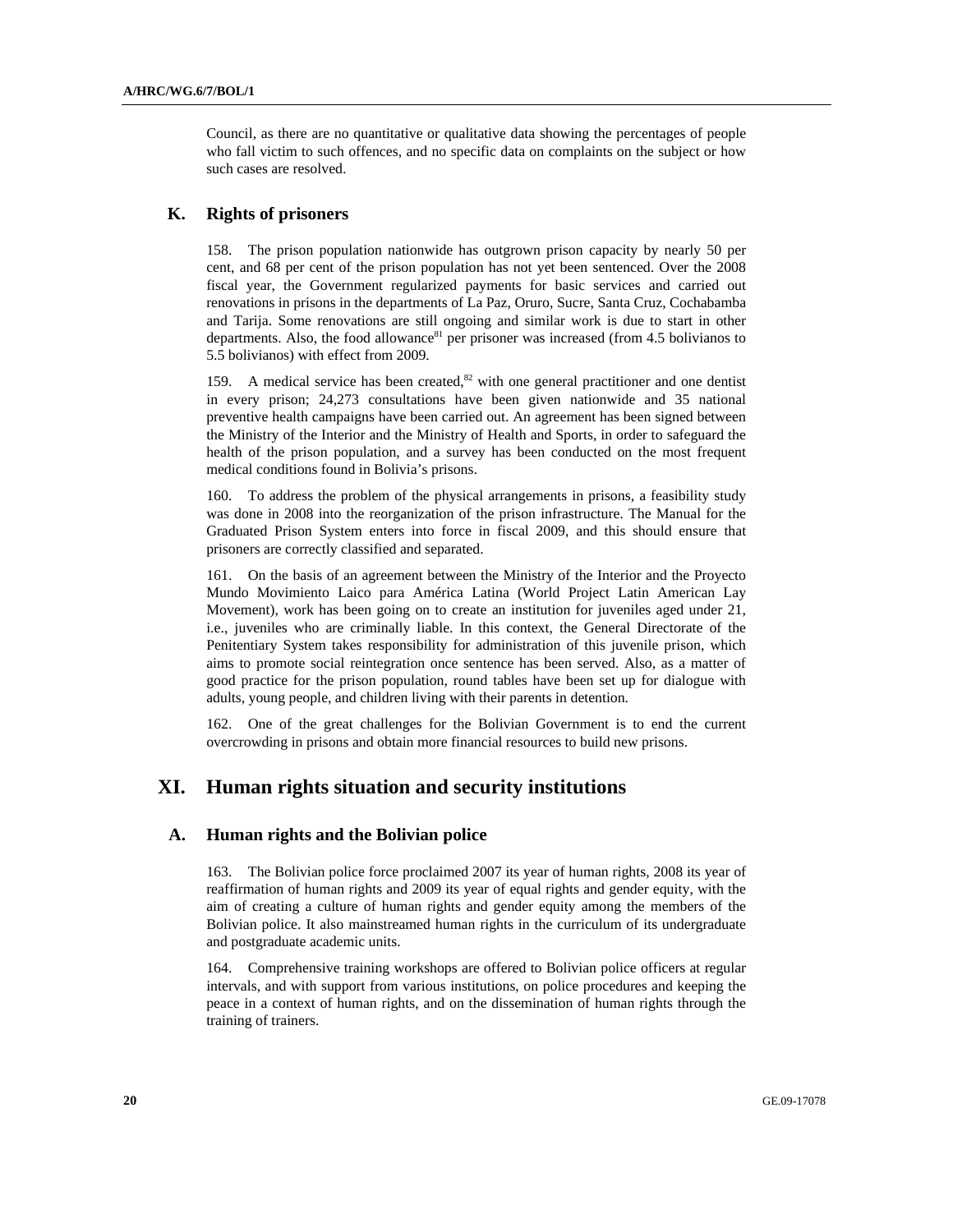Council, as there are no quantitative or qualitative data showing the percentages of people who fall victim to such offences, and no specific data on complaints on the subject or how such cases are resolved.

### K. Rights of prisoners

158. The prison population nationwide has outgrown prison capacity by nearly 50 per cent, and 68 per cent of the prison population has not yet been sentenced. Over the 2008 fiscal year, the Government regularized payments for basic services and carried out renovations in prisons in the departments of La Paz, Oruro, Sucre, Santa Cruz, Cochabamba and Tarija. Some renovations are still ongoing and similar work is due to start in other departments. Also, the food allowance[81] per prisoner was increased (from 4.5 bolivianos to 5.5 bolivianos) with effect from 2009.

159. A medical service has been created,[82] with one general practitioner and one dentist in every prison; 24,273 consultations have been given nationwide and 35 national preventive health campaigns have been carried out. An agreement has been signed between the Ministry of the Interior and the Ministry of Health and Sports, in order to safeguard the health of the prison population, and a survey has been conducted on the most frequent medical conditions found in Bolivia's prisons.

160. To address the problem of the physical arrangements in prisons, a feasibility study was done in 2008 into the reorganization of the prison infrastructure. The Manual for the Graduated Prison System enters into force in fiscal 2009, and this should ensure that prisoners are correctly classified and separated.

161. On the basis of an agreement between the Ministry of the Interior and the Proyecto Mundo Movimiento Laico para América Latina (World Project Latin American Lay Movement), work has been going on to create an institution for juveniles aged under 21, i.e., juveniles who are criminally liable. In this context, the General Directorate of the Penitentiary System takes responsibility for administration of this juvenile prison, which aims to promote social reintegration once sentence has been served. Also, as a matter of good practice for the prison population, round tables have been set up for dialogue with adults, young people, and children living with their parents in detention.

162. One of the great challenges for the Bolivian Government is to end the current overcrowding in prisons and obtain more financial resources to build new prisons.

## XI. Human rights situation and security institutions

### A. Human rights and the Bolivian police

163. The Bolivian police force proclaimed 2007 its year of human rights, 2008 its year of reaffirmation of human rights and 2009 its year of equal rights and gender equity, with the aim of creating a culture of human rights and gender equity among the members of the Bolivian police. It also mainstreamed human rights in the curriculum of its undergraduate and postgraduate academic units.

164. Comprehensive training workshops are offered to Bolivian police officers at regular intervals, and with support from various institutions, on police procedures and keeping the peace in a context of human rights, and on the dissemination of human rights through the training of trainers.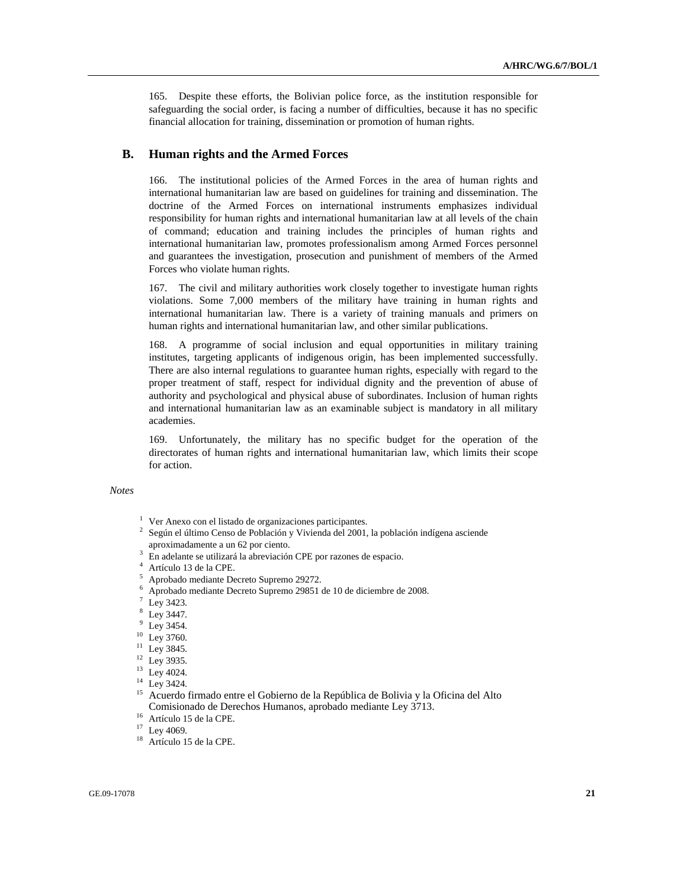165. Despite these efforts, the Bolivian police force, as the institution responsible for safeguarding the social order, is facing a number of difficulties, because it has no specific financial allocation for training, dissemination or promotion of human rights.

## B. Human rights and the Armed Forces

166. The institutional policies of the Armed Forces in the area of human rights and international humanitarian law are based on guidelines for training and dissemination. The doctrine of the Armed Forces on international instruments emphasizes individual responsibility for human rights and international humanitarian law at all levels of the chain of command; education and training includes the principles of human rights and international humanitarian law, promotes professionalism among Armed Forces personnel and guarantees the investigation, prosecution and punishment of members of the Armed Forces who violate human rights.

167. The civil and military authorities work closely together to investigate human rights violations. Some 7,000 members of the military have training in human rights and international humanitarian law. There is a variety of training manuals and primers on human rights and international humanitarian law, and other similar publications.

168. A programme of social inclusion and equal opportunities in military training institutes, targeting applicants of indigenous origin, has been implemented successfully. There are also internal regulations to guarantee human rights, especially with regard to the proper treatment of staff, respect for individual dignity and the prevention of abuse of authority and psychological and physical abuse of subordinates. Inclusion of human rights and international humanitarian law as an examinable subject is mandatory in all military academies.

169. Unfortunately, the military has no specific budget for the operation of the directorates of human rights and international humanitarian law, which limits their scope for action.

*Notes*

[1] Ver Anexo con el listado de organizaciones participantes.
[2] Según el último Censo de Población y Vivienda del 2001, la población indígena asciende aproximadamente a un 62 por ciento.
[3] En adelante se utilizará la abreviación CPE por razones de espacio.
[4] Artículo 13 de la CPE.
[5] Aprobado mediante Decreto Supremo 29272.
[6] Aprobado mediante Decreto Supremo 29851 de 10 de diciembre de 2008.
[7] Ley 3423.
[8] Ley 3447.
[9] Ley 3454.
[10] Ley 3760.
[11] Ley 3845.
[12] Ley 3935.
[13] Ley 4024.
[14] Ley 3424.
[15] Acuerdo firmado entre el Gobierno de la República de Bolivia y la Oficina del Alto Comisionado de Derechos Humanos, aprobado mediante Ley 3713.
[16] Artículo 15 de la CPE.
[17] Ley 4069.
[18] Artículo 15 de la CPE.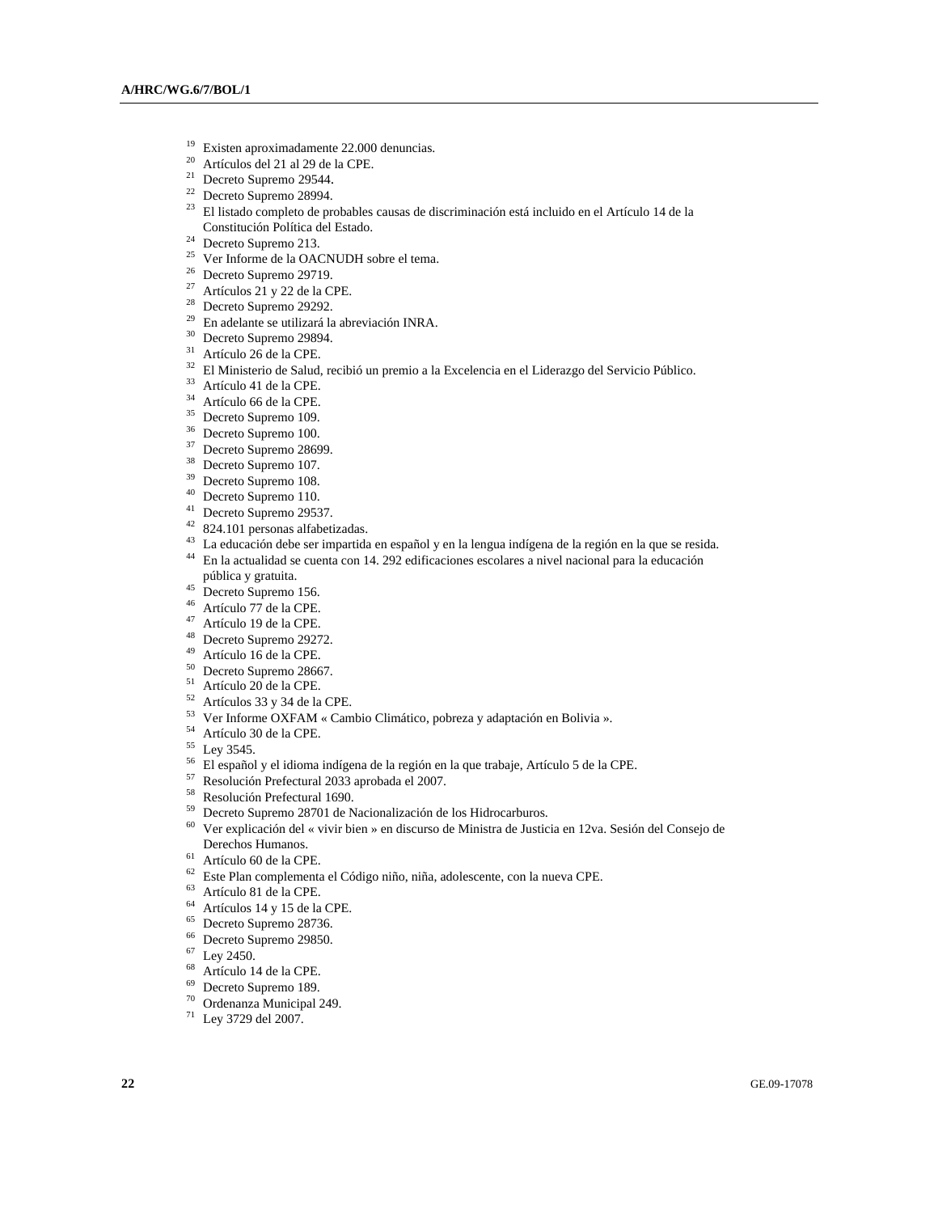[19] Existen aproximadamente 22.000 denuncias.
[20] Artículos del 21 al 29 de la CPE.
[21] Decreto Supremo 29544.
[22] Decreto Supremo 28994.
[23] El listado completo de probables causas de discriminación está incluido en el Artículo 14 de la Constitución Política del Estado.
[24] Decreto Supremo 213.
[25] Ver Informe de la OACNUDH sobre el tema.
[26] Decreto Supremo 29719.
[27] Artículos 21 y 22 de la CPE.
[28] Decreto Supremo 29292.
[29] En adelante se utilizará la abreviación INRA.
[30] Decreto Supremo 29894.
[31] Artículo 26 de la CPE.
[32] El Ministerio de Salud, recibió un premio a la Excelencia en el Liderazgo del Servicio Público.
[33] Artículo 41 de la CPE.
[34] Artículo 66 de la CPE.
[35] Decreto Supremo 109.
[36] Decreto Supremo 100.
[37] Decreto Supremo 28699.
[38] Decreto Supremo 107.
[39] Decreto Supremo 108.
[40] Decreto Supremo 110.
[41] Decreto Supremo 29537.
[42] 824.101 personas alfabetizadas.
[43] La educación debe ser impartida en español y en la lengua indígena de la región en la que se resida.
[44] En la actualidad se cuenta con 14. 292 edificaciones escolares a nivel nacional para la educación pública y gratuita.
[45] Decreto Supremo 156.
[46] Artículo 77 de la CPE.
[47] Artículo 19 de la CPE.
[48] Decreto Supremo 29272.
[49] Artículo 16 de la CPE.
[50] Decreto Supremo 28667.
[51] Artículo 20 de la CPE.
[52] Artículos 33 y 34 de la CPE.
[53] Ver Informe OXFAM « Cambio Climático, pobreza y adaptación en Bolivia ».
[54] Artículo 30 de la CPE.
[55] Ley 3545.
[56] El español y el idioma indígena de la región en la que trabaje, Artículo 5 de la CPE.
[57] Resolución Prefectural 2033 aprobada el 2007.
[58] Resolución Prefectural 1690.
[59] Decreto Supremo 28701 de Nacionalización de los Hidrocarburos.
[60] Ver explicación del « vivir bien » en discurso de Ministra de Justicia en 12va. Sesión del Consejo de Derechos Humanos.
[61] Artículo 60 de la CPE.
[62] Este Plan complementa el Código niño, niña, adolescente, con la nueva CPE.
[63] Artículo 81 de la CPE.
[64] Artículos 14 y 15 de la CPE.
[65] Decreto Supremo 28736.
[66] Decreto Supremo 29850.
[67] Ley 2450.
[68] Artículo 14 de la CPE.
[69] Decreto Supremo 189.
[70] Ordenanza Municipal 249.
[71] Ley 3729 del 2007.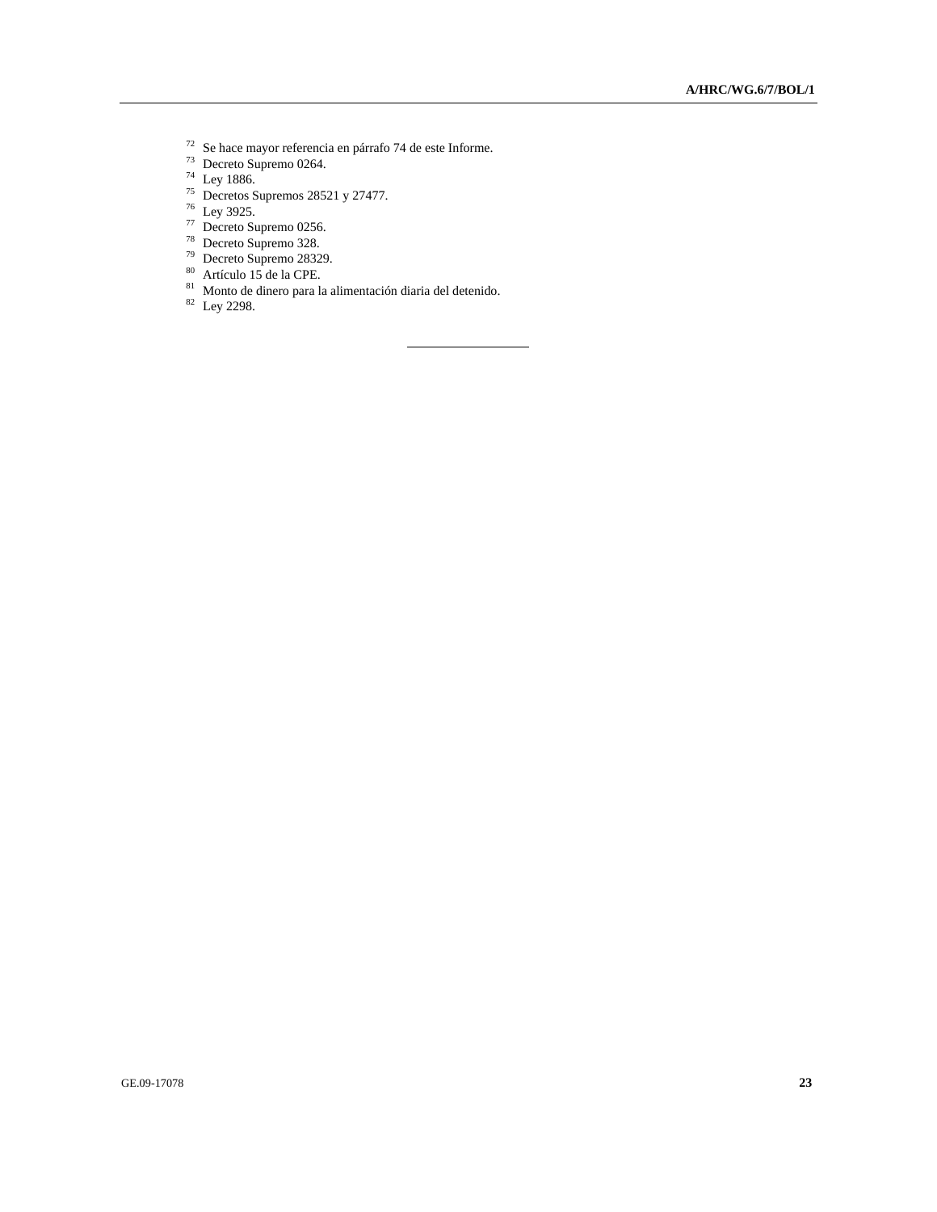[72] Se hace mayor referencia en párrafo 74 de este Informe.
[73] Decreto Supremo 0264.
[74] Ley 1886.
[75] Decretos Supremos 28521 y 27477.
[76] Ley 3925.
[77] Decreto Supremo 0256.
[78] Decreto Supremo 328.
[79] Decreto Supremo 28329.
[80] Artículo 15 de la CPE.
[81] Monto de dinero para la alimentación diaria del detenido.
[82] Ley 2298.